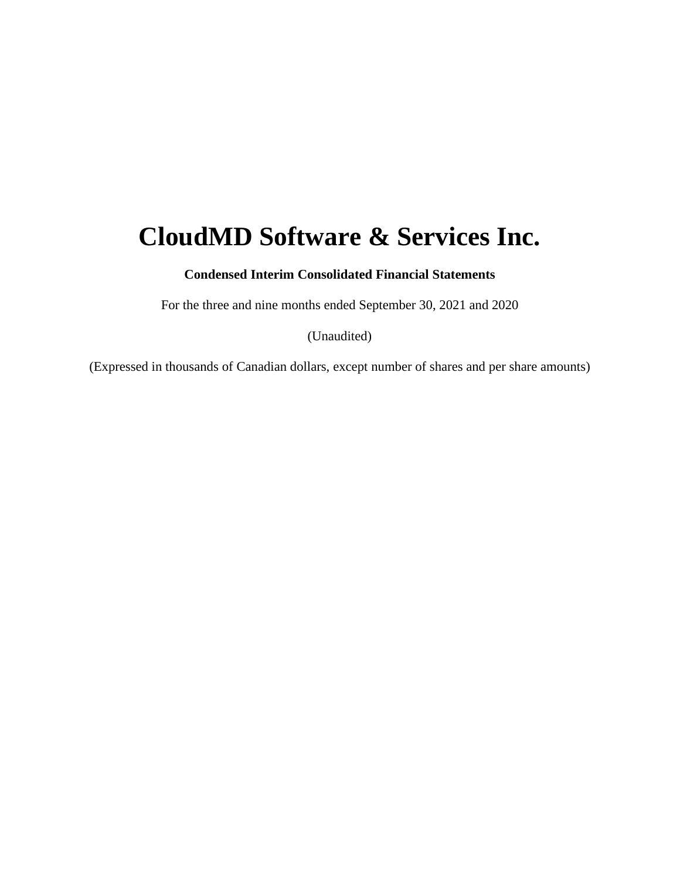# CloudMD Software & Services Inc.

**Condensed Interim Consolidated Financial Statements**

For the three and nine months ended September 30, 2021 and 2020

(Unaudited)

(Expressed in thousands of Canadian dollars, except number of shares and per share amounts)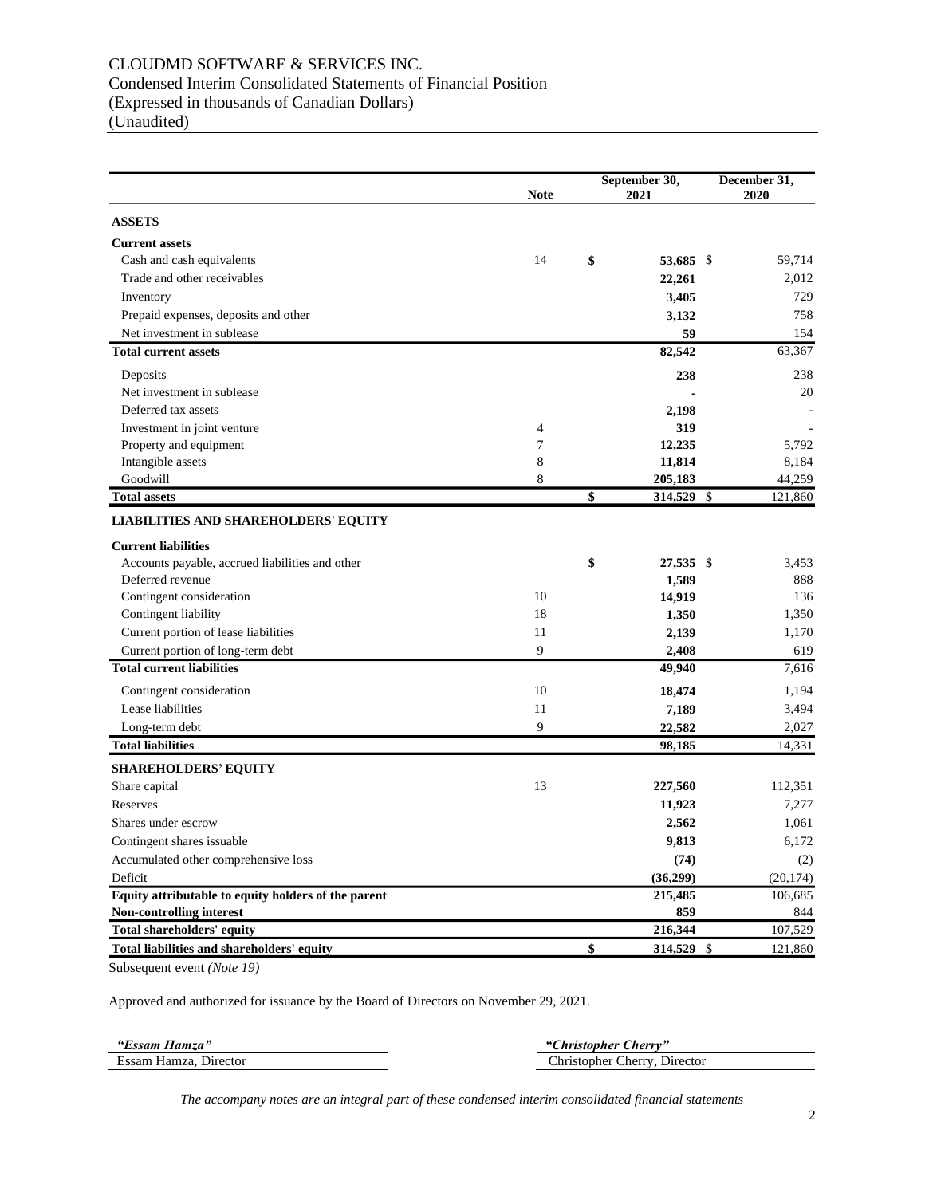# CLOUDMD SOFTWARE & SERVICES INC.
Condensed Interim Consolidated Statements of Financial Position
(Expressed in thousands of Canadian Dollars)
(Unaudited)

| | Note | September 30, 2021 | December 31, 2020 |
|---|---|---|---|
| **ASSETS** | | | |
| **Current assets** | | | |
| Cash and cash equivalents | 14 | **$ 53,685** | $ 59,714 |
| Trade and other receivables | | **22,261** | 2,012 |
| Inventory | | **3,405** | 729 |
| Prepaid expenses, deposits and other | | **3,132** | 758 |
| Net investment in sublease | | **59** | 154 |
| **Total current assets** | | **82,542** | 63,367 |
| Deposits | | **238** | 238 |
| Net investment in sublease | | **-** | 20 |
| Deferred tax assets | | **2,198** | - |
| Investment in joint venture | 4 | **319** | - |
| Property and equipment | 7 | **12,235** | 5,792 |
| Intangible assets | 8 | **11,814** | 8,184 |
| Goodwill | 8 | **205,183** | 44,259 |
| **Total assets** | | **$ 314,529** | $ 121,860 |
| **LIABILITIES AND SHAREHOLDERS' EQUITY** | | | |
| **Current liabilities** | | | |
| Accounts payable, accrued liabilities and other | | **$ 27,535** | $ 3,453 |
| Deferred revenue | | **1,589** | 888 |
| Contingent consideration | 10 | **14,919** | 136 |
| Contingent liability | 18 | **1,350** | 1,350 |
| Current portion of lease liabilities | 11 | **2,139** | 1,170 |
| Current portion of long-term debt | 9 | **2,408** | 619 |
| **Total current liabilities** | | **49,940** | 7,616 |
| Contingent consideration | 10 | **18,474** | 1,194 |
| Lease liabilities | 11 | **7,189** | 3,494 |
| Long-term debt | 9 | **22,582** | 2,027 |
| **Total liabilities** | | **98,185** | 14,331 |
| **SHAREHOLDERS' EQUITY** | | | |
| Share capital | 13 | **227,560** | 112,351 |
| Reserves | | **11,923** | 7,277 |
| Shares under escrow | | **2,562** | 1,061 |
| Contingent shares issuable | | **9,813** | 6,172 |
| Accumulated other comprehensive loss | | **(74)** | (2) |
| Deficit | | **(36,299)** | (20,174) |
| **Equity attributable to equity holders of the parent** | | **215,485** | 106,685 |
| **Non-controlling interest** | | **859** | 844 |
| **Total shareholders' equity** | | **216,344** | 107,529 |
| **Total liabilities and shareholders' equity** | | **$ 314,529** | $ 121,860 |

Subsequent event *(Note 19)*

Approved and authorized for issuance by the Board of Directors on November 29, 2021.

| ***"Essam Hamza"*** | ***"Christopher Cherry"*** |
|---|---|
| Essam Hamza, Director | Christopher Cherry, Director |

*The accompany notes are an integral part of these condensed interim consolidated financial statements*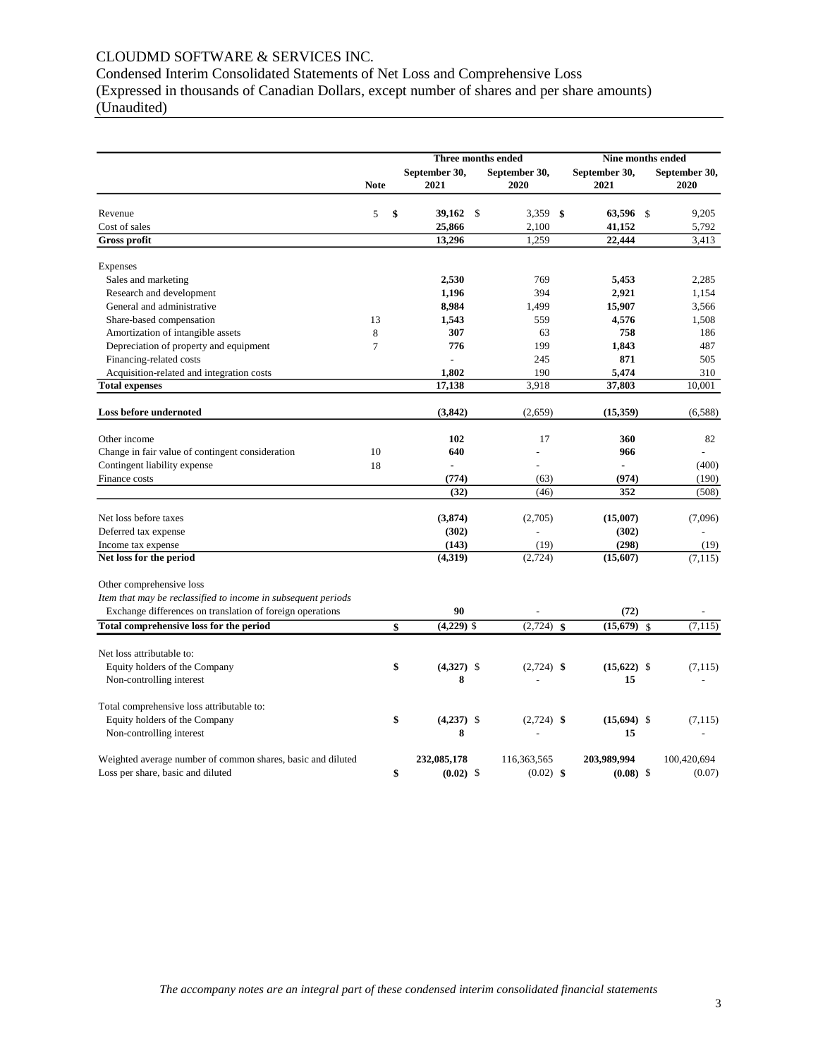# CLOUDMD SOFTWARE & SERVICES INC.

Condensed Interim Consolidated Statements of Net Loss and Comprehensive Loss
(Expressed in thousands of Canadian Dollars, except number of shares and per share amounts)
(Unaudited)

| | Note | Three months ended September 30, 2021 | Three months ended September 30, 2020 | Nine months ended September 30, 2021 | Nine months ended September 30, 2020 |
|---|---|---|---|---|---|
| Revenue | 5 | **$ 39,162** | $ 3,359 | **$ 63,596** | $ 9,205 |
| Cost of sales | | **25,866** | 2,100 | **41,152** | 5,792 |
| **Gross profit** | | **13,296** | 1,259 | **22,444** | 3,413 |
| Expenses | | | | | |
| Sales and marketing | | **2,530** | 769 | **5,453** | 2,285 |
| Research and development | | **1,196** | 394 | **2,921** | 1,154 |
| General and administrative | | **8,984** | 1,499 | **15,907** | 3,566 |
| Share-based compensation | 13 | **1,543** | 559 | **4,576** | 1,508 |
| Amortization of intangible assets | 8 | **307** | 63 | **758** | 186 |
| Depreciation of property and equipment | 7 | **776** | 199 | **1,843** | 487 |
| Financing-related costs | | **-** | 245 | **871** | 505 |
| Acquisition-related and integration costs | | **1,802** | 190 | **5,474** | 310 |
| **Total expenses** | | **17,138** | 3,918 | **37,803** | 10,001 |
| **Loss before undernoted** | | **(3,842)** | (2,659) | **(15,359)** | (6,588) |
| Other income | | **102** | 17 | **360** | 82 |
| Change in fair value of contingent consideration | 10 | **640** | - | **966** | - |
| Contingent liability expense | 18 | **-** | - | **-** | (400) |
| Finance costs | | **(774)** | (63) | **(974)** | (190) |
| | | **(32)** | (46) | **352** | (508) |
| Net loss before taxes | | **(3,874)** | (2,705) | **(15,007)** | (7,096) |
| Deferred tax expense | | **(302)** | - | **(302)** | - |
| Income tax expense | | **(143)** | (19) | **(298)** | (19) |
| **Net loss for the period** | | **(4,319)** | (2,724) | **(15,607)** | (7,115) |
| Other comprehensive loss | | | | | |
| *Item that may be reclassified to income in subsequent periods* | | | | | |
| Exchange differences on translation of foreign operations | | **90** | - | **(72)** | - |
| **Total comprehensive loss for the period** | | **$ (4,229)** | $ (2,724) | **$ (15,679)** | $ (7,115) |
| Net loss attributable to: | | | | | |
| Equity holders of the Company | | **$ (4,327)** | $ (2,724) | **$ (15,622)** | $ (7,115) |
| Non-controlling interest | | **8** | - | **15** | - |
| Total comprehensive loss attributable to: | | | | | |
| Equity holders of the Company | | **$ (4,237)** | $ (2,724) | **$ (15,694)** | $ (7,115) |
| Non-controlling interest | | **8** | - | **15** | - |
| Weighted average number of common shares, basic and diluted | | **232,085,178** | 116,363,565 | **203,989,994** | 100,420,694 |
| Loss per share, basic and diluted | | **$ (0.02)** | $ (0.02) | **$ (0.08)** | $ (0.07) |

*The accompany notes are an integral part of these condensed interim consolidated financial statements*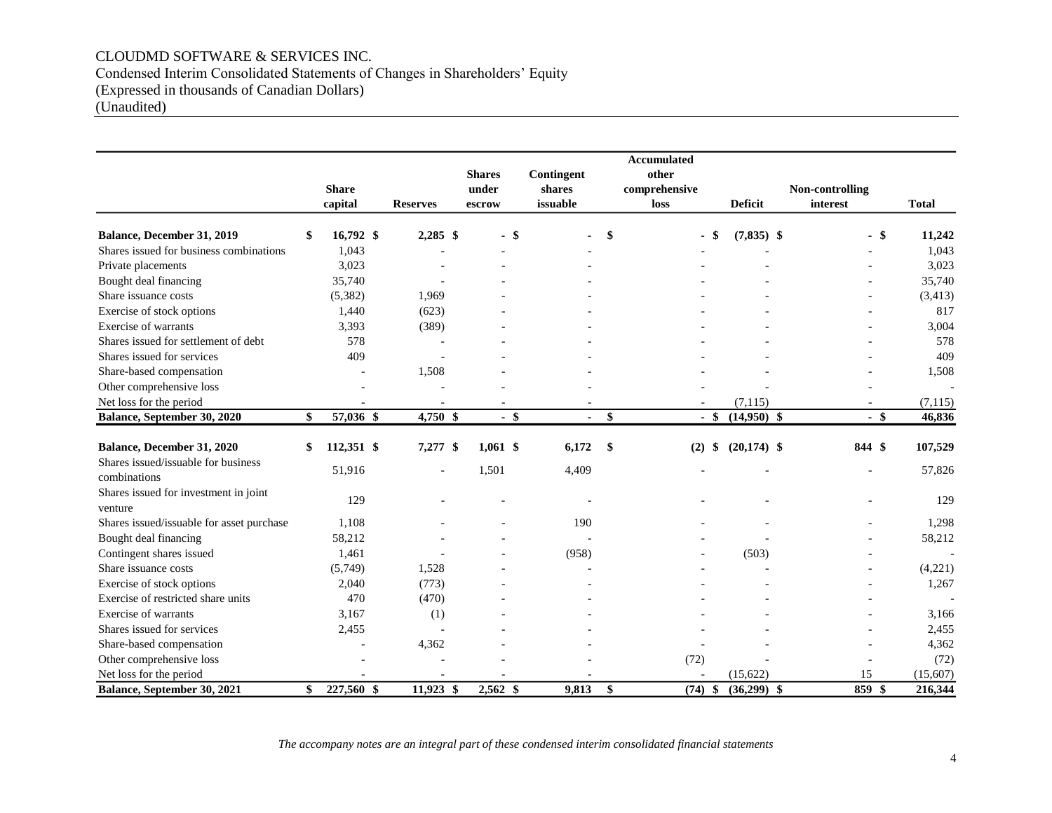CLOUDMD SOFTWARE & SERVICES INC.
Condensed Interim Consolidated Statements of Changes in Shareholders' Equity
(Expressed in thousands of Canadian Dollars)
(Unaudited)

| | Share capital | Reserves | Shares under escrow | Contingent shares issuable | Accumulated other comprehensive loss | Deficit | Non-controlling interest | Total |
|---|---|---|---|---|---|---|---|---|
| **Balance, December 31, 2019** | **$ 16,792** | **$ 2,285** | **$ -** | **$ -** | **$ -** | **$ (7,835)** | **$ -** | **$ 11,242** |
| Shares issued for business combinations | 1,043 | - | - | - | - | - | - | 1,043 |
| Private placements | 3,023 | - | - | - | - | - | - | 3,023 |
| Bought deal financing | 35,740 | - | - | - | - | - | - | 35,740 |
| Share issuance costs | (5,382) | 1,969 | - | - | - | - | - | (3,413) |
| Exercise of stock options | 1,440 | (623) | - | - | - | - | - | 817 |
| Exercise of warrants | 3,393 | (389) | - | - | - | - | - | 3,004 |
| Shares issued for settlement of debt | 578 | - | - | - | - | - | - | 578 |
| Shares issued for services | 409 | - | - | - | - | - | - | 409 |
| Share-based compensation | - | 1,508 | - | - | - | - | - | 1,508 |
| Other comprehensive loss | - | - | - | - | - | - | - | - |
| Net loss for the period | - | - | - | - | - | (7,115) | - | (7,115) |
| **Balance, September 30, 2020** | **$ 57,036** | **$ 4,750** | **$ -** | **$ -** | **$ -** | **$ (14,950)** | **$ -** | **$ 46,836** |
| **Balance, December 31, 2020** | **$ 112,351** | **$ 7,277** | **$ 1,061** | **$ 6,172** | **$ (2)** | **$ (20,174)** | **$ 844** | **$ 107,529** |
| Shares issued/issuable for business combinations | 51,916 | - | 1,501 | 4,409 | - | - | - | 57,826 |
| Shares issued for investment in joint venture | 129 | - | - | - | - | - | - | 129 |
| Shares issued/issuable for asset purchase | 1,108 | - | - | 190 | - | - | - | 1,298 |
| Bought deal financing | 58,212 | - | - | - | - | - | - | 58,212 |
| Contingent shares issued | 1,461 | - | - | (958) | - | (503) | - | - |
| Share issuance costs | (5,749) | 1,528 | - | - | - | - | - | (4,221) |
| Exercise of stock options | 2,040 | (773) | - | - | - | - | - | 1,267 |
| Exercise of restricted share units | 470 | (470) | - | - | - | - | - | - |
| Exercise of warrants | 3,167 | (1) | - | - | - | - | - | 3,166 |
| Shares issued for services | 2,455 | - | - | - | - | - | - | 2,455 |
| Share-based compensation | - | 4,362 | - | - | - | - | - | 4,362 |
| Other comprehensive loss | - | - | - | - | (72) | - | - | (72) |
| Net loss for the period | - | - | - | - | - | (15,622) | 15 | (15,607) |
| **Balance, September 30, 2021** | **$ 227,560** | **$ 11,923** | **$ 2,562** | **$ 9,813** | **$ (74)** | **$ (36,299)** | **$ 859** | **$ 216,344** |

*The accompany notes are an integral part of these condensed interim consolidated financial statements*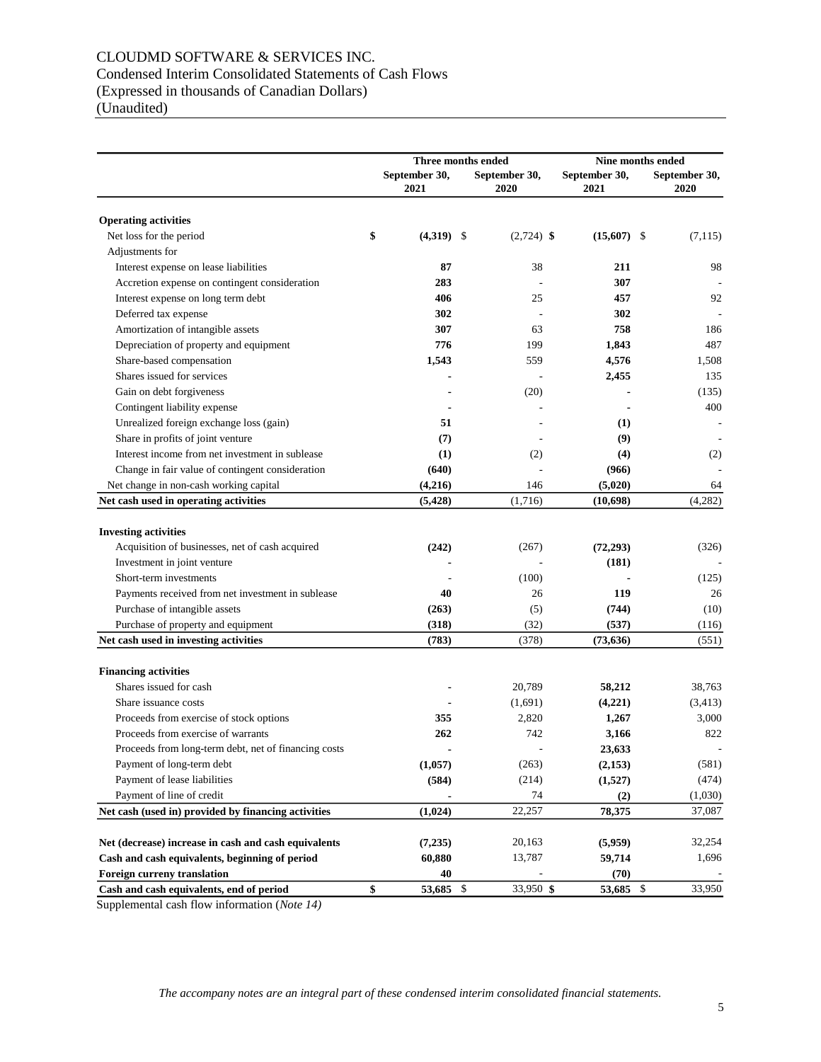# CLOUDMD SOFTWARE & SERVICES INC.
Condensed Interim Consolidated Statements of Cash Flows
(Expressed in thousands of Canadian Dollars)
(Unaudited)

| | Three months ended | | Nine months ended | |
|---|---|---|---|---|
| | **September 30, 2021** | **September 30, 2020** | **September 30, 2021** | **September 30, 2020** |
| **Operating activities** | | | | |
| Net loss for the period | $ **(4,319)** | $ (2,724) | $ **(15,607)** | $ (7,115) |
| Adjustments for | | | | |
| Interest expense on lease liabilities | **87** | 38 | **211** | 98 |
| Accretion expense on contingent consideration | **283** | - | **307** | - |
| Interest expense on long term debt | **406** | 25 | **457** | 92 |
| Deferred tax expense | **302** | - | **302** | - |
| Amortization of intangible assets | **307** | 63 | **758** | 186 |
| Depreciation of property and equipment | **776** | 199 | **1,843** | 487 |
| Share-based compensation | **1,543** | 559 | **4,576** | 1,508 |
| Shares issued for services | **-** | - | **2,455** | 135 |
| Gain on debt forgiveness | **-** | (20) | **-** | (135) |
| Contingent liability expense | **-** | - | **-** | 400 |
| Unrealized foreign exchange loss (gain) | **51** | - | **(1)** | - |
| Share in profits of joint venture | **(7)** | - | **(9)** | - |
| Interest income from net investment in sublease | **(1)** | (2) | **(4)** | (2) |
| Change in fair value of contingent consideration | **(640)** | - | **(966)** | - |
| Net change in non-cash working capital | **(4,216)** | 146 | **(5,020)** | 64 |
| **Net cash used in operating activities** | **(5,428)** | (1,716) | **(10,698)** | (4,282) |
| **Investing activities** | | | | |
| Acquisition of businesses, net of cash acquired | **(242)** | (267) | **(72,293)** | (326) |
| Investment in joint venture | **-** | - | **(181)** | - |
| Short-term investments | **-** | (100) | **-** | (125) |
| Payments received from net investment in sublease | **40** | 26 | **119** | 26 |
| Purchase of intangible assets | **(263)** | (5) | **(744)** | (10) |
| Purchase of property and equipment | **(318)** | (32) | **(537)** | (116) |
| **Net cash used in investing activities** | **(783)** | (378) | **(73,636)** | (551) |
| **Financing activities** | | | | |
| Shares issued for cash | **-** | 20,789 | **58,212** | 38,763 |
| Share issuance costs | **-** | (1,691) | **(4,221)** | (3,413) |
| Proceeds from exercise of stock options | **355** | 2,820 | **1,267** | 3,000 |
| Proceeds from exercise of warrants | **262** | 742 | **3,166** | 822 |
| Proceeds from long-term debt, net of financing costs | **-** | - | **23,633** | - |
| Payment of long-term debt | **(1,057)** | (263) | **(2,153)** | (581) |
| Payment of lease liabilities | **(584)** | (214) | **(1,527)** | (474) |
| Payment of line of credit | **-** | 74 | **(2)** | (1,030) |
| **Net cash (used in) provided by financing activities** | **(1,024)** | 22,257 | **78,375** | 37,087 |
| **Net (decrease) increase in cash and cash equivalents** | **(7,235)** | 20,163 | **(5,959)** | 32,254 |
| **Cash and cash equivalents, beginning of period** | **60,880** | 13,787 | **59,714** | 1,696 |
| **Foreign curreny translation** | **40** | - | **(70)** | - |
| **Cash and cash equivalents, end of period** | $ **53,685** | $ 33,950 | $ **53,685** | $ 33,950 |

Supplemental cash flow information (*Note 14*)

*The accompany notes are an integral part of these condensed interim consolidated financial statements.*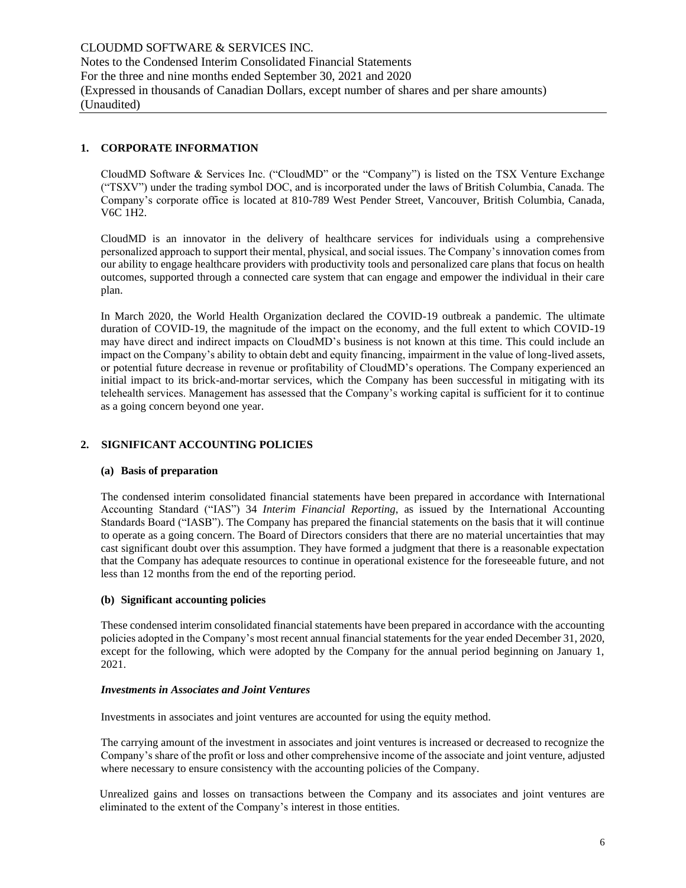## 1. CORPORATE INFORMATION

CloudMD Software & Services Inc. ("CloudMD" or the "Company") is listed on the TSX Venture Exchange ("TSXV") under the trading symbol DOC, and is incorporated under the laws of British Columbia, Canada. The Company's corporate office is located at 810-789 West Pender Street, Vancouver, British Columbia, Canada, V6C 1H2.

CloudMD is an innovator in the delivery of healthcare services for individuals using a comprehensive personalized approach to support their mental, physical, and social issues. The Company's innovation comes from our ability to engage healthcare providers with productivity tools and personalized care plans that focus on health outcomes, supported through a connected care system that can engage and empower the individual in their care plan.

In March 2020, the World Health Organization declared the COVID-19 outbreak a pandemic. The ultimate duration of COVID-19, the magnitude of the impact on the economy, and the full extent to which COVID-19 may have direct and indirect impacts on CloudMD's business is not known at this time. This could include an impact on the Company's ability to obtain debt and equity financing, impairment in the value of long-lived assets, or potential future decrease in revenue or profitability of CloudMD's operations. The Company experienced an initial impact to its brick-and-mortar services, which the Company has been successful in mitigating with its telehealth services. Management has assessed that the Company's working capital is sufficient for it to continue as a going concern beyond one year.

## 2. SIGNIFICANT ACCOUNTING POLICIES

### (a) Basis of preparation

The condensed interim consolidated financial statements have been prepared in accordance with International Accounting Standard ("IAS") 34 *Interim Financial Reporting*, as issued by the International Accounting Standards Board ("IASB"). The Company has prepared the financial statements on the basis that it will continue to operate as a going concern. The Board of Directors considers that there are no material uncertainties that may cast significant doubt over this assumption. They have formed a judgment that there is a reasonable expectation that the Company has adequate resources to continue in operational existence for the foreseeable future, and not less than 12 months from the end of the reporting period.

### (b) Significant accounting policies

These condensed interim consolidated financial statements have been prepared in accordance with the accounting policies adopted in the Company's most recent annual financial statements for the year ended December 31, 2020, except for the following, which were adopted by the Company for the annual period beginning on January 1, 2021.

***Investments in Associates and Joint Ventures***

Investments in associates and joint ventures are accounted for using the equity method.

The carrying amount of the investment in associates and joint ventures is increased or decreased to recognize the Company's share of the profit or loss and other comprehensive income of the associate and joint venture, adjusted where necessary to ensure consistency with the accounting policies of the Company.

Unrealized gains and losses on transactions between the Company and its associates and joint ventures are eliminated to the extent of the Company's interest in those entities.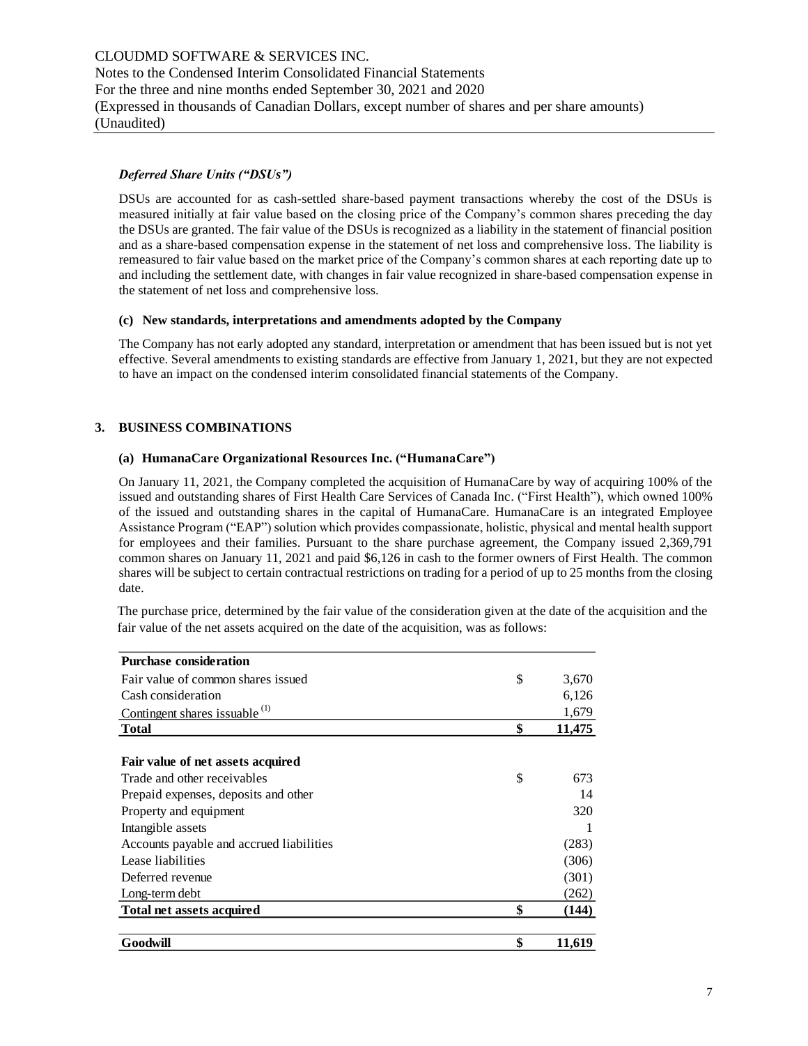### *Deferred Share Units ("DSUs")*

DSUs are accounted for as cash-settled share-based payment transactions whereby the cost of the DSUs is measured initially at fair value based on the closing price of the Company's common shares preceding the day the DSUs are granted. The fair value of the DSUs is recognized as a liability in the statement of financial position and as a share-based compensation expense in the statement of net loss and comprehensive loss. The liability is remeasured to fair value based on the market price of the Company's common shares at each reporting date up to and including the settlement date, with changes in fair value recognized in share-based compensation expense in the statement of net loss and comprehensive loss.

**(c) New standards, interpretations and amendments adopted by the Company**

The Company has not early adopted any standard, interpretation or amendment that has been issued but is not yet effective. Several amendments to existing standards are effective from January 1, 2021, but they are not expected to have an impact on the condensed interim consolidated financial statements of the Company.

## 3. BUSINESS COMBINATIONS

**(a) HumanaCare Organizational Resources Inc. ("HumanaCare")**

On January 11, 2021, the Company completed the acquisition of HumanaCare by way of acquiring 100% of the issued and outstanding shares of First Health Care Services of Canada Inc. ("First Health"), which owned 100% of the issued and outstanding shares in the capital of HumanaCare. HumanaCare is an integrated Employee Assistance Program ("EAP") solution which provides compassionate, holistic, physical and mental health support for employees and their families. Pursuant to the share purchase agreement, the Company issued 2,369,791 common shares on January 11, 2021 and paid $6,126 in cash to the former owners of First Health. The common shares will be subject to certain contractual restrictions on trading for a period of up to 25 months from the closing date.

The purchase price, determined by the fair value of the consideration given at the date of the acquisition and the fair value of the net assets acquired on the date of the acquisition, was as follows:

| | | |
|---|---|---|
| **Purchase consideration** | | |
| Fair value of common shares issued | $ | 3,670 |
| Cash consideration | | 6,126 |
| Contingent shares issuable [(1)] | | 1,679 |
| **Total** | **$** | **11,475** |
| | | |
| **Fair value of net assets acquired** | | |
| Trade and other receivables | $ | 673 |
| Prepaid expenses, deposits and other | | 14 |
| Property and equipment | | 320 |
| Intangible assets | | 1 |
| Accounts payable and accrued liabilities | | (283) |
| Lease liabilities | | (306) |
| Deferred revenue | | (301) |
| Long-term debt | | (262) |
| **Total net assets acquired** | **$** | **(144)** |
| | | |
| **Goodwill** | **$** | **11,619** |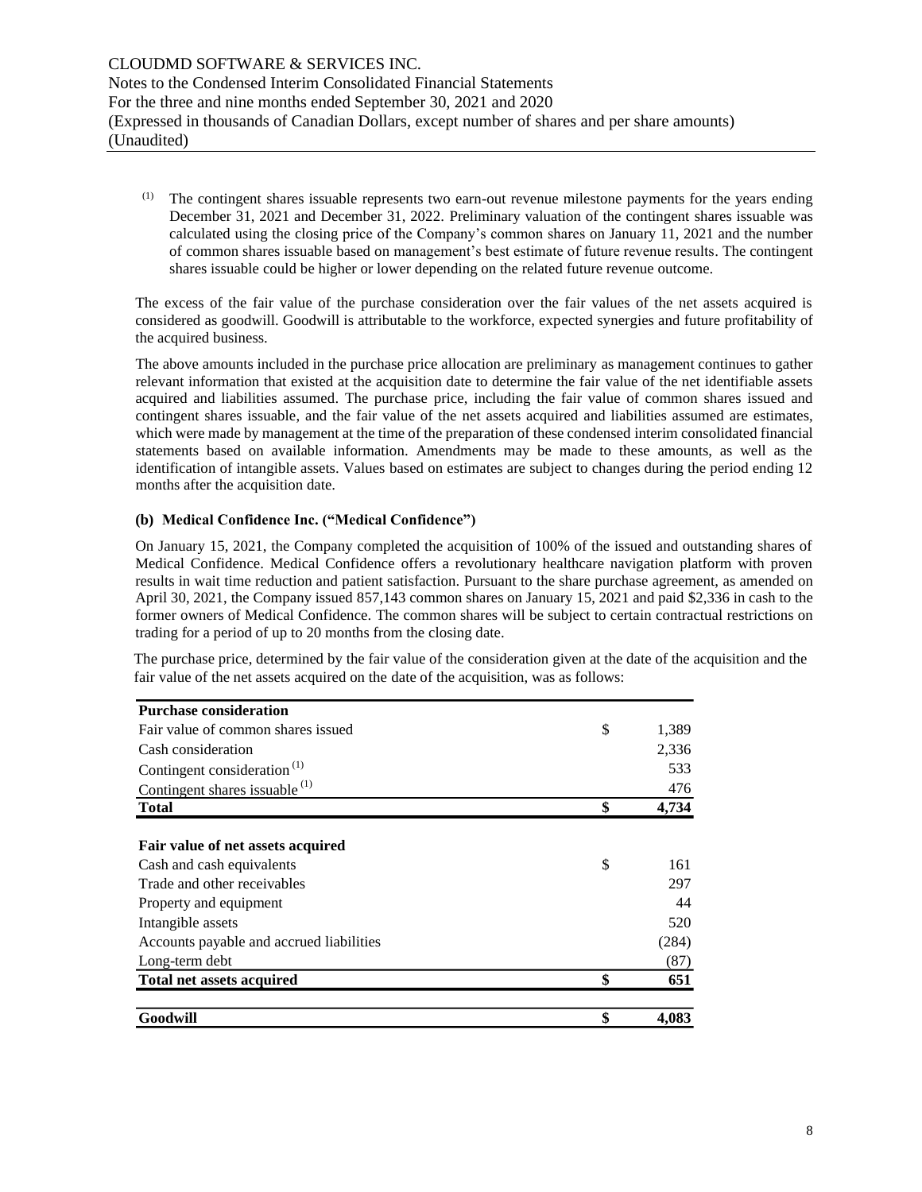(1) The contingent shares issuable represents two earn-out revenue milestone payments for the years ending December 31, 2021 and December 31, 2022. Preliminary valuation of the contingent shares issuable was calculated using the closing price of the Company's common shares on January 11, 2021 and the number of common shares issuable based on management's best estimate of future revenue results. The contingent shares issuable could be higher or lower depending on the related future revenue outcome.

The excess of the fair value of the purchase consideration over the fair values of the net assets acquired is considered as goodwill. Goodwill is attributable to the workforce, expected synergies and future profitability of the acquired business.

The above amounts included in the purchase price allocation are preliminary as management continues to gather relevant information that existed at the acquisition date to determine the fair value of the net identifiable assets acquired and liabilities assumed. The purchase price, including the fair value of common shares issued and contingent shares issuable, and the fair value of the net assets acquired and liabilities assumed are estimates, which were made by management at the time of the preparation of these condensed interim consolidated financial statements based on available information. Amendments may be made to these amounts, as well as the identification of intangible assets. Values based on estimates are subject to changes during the period ending 12 months after the acquisition date.

**(b) Medical Confidence Inc. ("Medical Confidence")**

On January 15, 2021, the Company completed the acquisition of 100% of the issued and outstanding shares of Medical Confidence. Medical Confidence offers a revolutionary healthcare navigation platform with proven results in wait time reduction and patient satisfaction. Pursuant to the share purchase agreement, as amended on April 30, 2021, the Company issued 857,143 common shares on January 15, 2021 and paid $2,336 in cash to the former owners of Medical Confidence. The common shares will be subject to certain contractual restrictions on trading for a period of up to 20 months from the closing date.

The purchase price, determined by the fair value of the consideration given at the date of the acquisition and the fair value of the net assets acquired on the date of the acquisition, was as follows:

| **Purchase consideration** | | |
|---|---|---|
| Fair value of common shares issued | $ | 1,389 |
| Cash consideration | | 2,336 |
| Contingent consideration [(1)] | | 533 |
| Contingent shares issuable [(1)] | | 476 |
| **Total** | **$** | **4,734** |
| | | |
| **Fair value of net assets acquired** | | |
| Cash and cash equivalents | $ | 161 |
| Trade and other receivables | | 297 |
| Property and equipment | | 44 |
| Intangible assets | | 520 |
| Accounts payable and accrued liabilities | | (284) |
| Long-term debt | | (87) |
| **Total net assets acquired** | **$** | **651** |
| | | |
| **Goodwill** | **$** | **4,083** |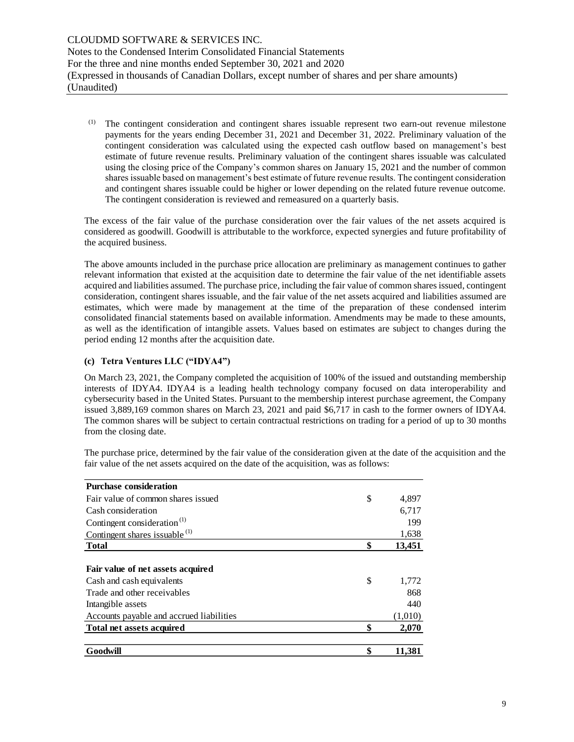(1) The contingent consideration and contingent shares issuable represent two earn-out revenue milestone payments for the years ending December 31, 2021 and December 31, 2022. Preliminary valuation of the contingent consideration was calculated using the expected cash outflow based on management's best estimate of future revenue results. Preliminary valuation of the contingent shares issuable was calculated using the closing price of the Company's common shares on January 15, 2021 and the number of common shares issuable based on management's best estimate of future revenue results. The contingent consideration and contingent shares issuable could be higher or lower depending on the related future revenue outcome. The contingent consideration is reviewed and remeasured on a quarterly basis.

The excess of the fair value of the purchase consideration over the fair values of the net assets acquired is considered as goodwill. Goodwill is attributable to the workforce, expected synergies and future profitability of the acquired business.

The above amounts included in the purchase price allocation are preliminary as management continues to gather relevant information that existed at the acquisition date to determine the fair value of the net identifiable assets acquired and liabilities assumed. The purchase price, including the fair value of common shares issued, contingent consideration, contingent shares issuable, and the fair value of the net assets acquired and liabilities assumed are estimates, which were made by management at the time of the preparation of these condensed interim consolidated financial statements based on available information. Amendments may be made to these amounts, as well as the identification of intangible assets. Values based on estimates are subject to changes during the period ending 12 months after the acquisition date.

### (c) Tetra Ventures LLC ("IDYA4")

On March 23, 2021, the Company completed the acquisition of 100% of the issued and outstanding membership interests of IDYA4. IDYA4 is a leading health technology company focused on data interoperability and cybersecurity based in the United States. Pursuant to the membership interest purchase agreement, the Company issued 3,889,169 common shares on March 23, 2021 and paid $6,717 in cash to the former owners of IDYA4. The common shares will be subject to certain contractual restrictions on trading for a period of up to 30 months from the closing date.

The purchase price, determined by the fair value of the consideration given at the date of the acquisition and the fair value of the net assets acquired on the date of the acquisition, was as follows:

| **Purchase consideration** | | |
|---|---|---|
| Fair value of common shares issued | $ | 4,897 |
| Cash consideration | | 6,717 |
| Contingent consideration (1) | | 199 |
| Contingent shares issuable (1) | | 1,638 |
| **Total** | **$** | **13,451** |
| | | |
| **Fair value of net assets acquired** | | |
| Cash and cash equivalents | $ | 1,772 |
| Trade and other receivables | | 868 |
| Intangible assets | | 440 |
| Accounts payable and accrued liabilities | | (1,010) |
| **Total net assets acquired** | **$** | **2,070** |
| | | |
| **Goodwill** | **$** | **11,381** |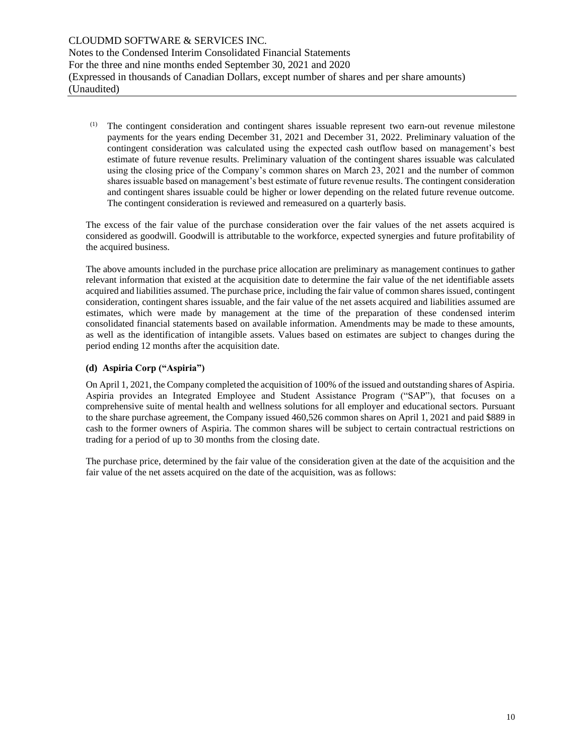(1) The contingent consideration and contingent shares issuable represent two earn-out revenue milestone payments for the years ending December 31, 2021 and December 31, 2022. Preliminary valuation of the contingent consideration was calculated using the expected cash outflow based on management's best estimate of future revenue results. Preliminary valuation of the contingent shares issuable was calculated using the closing price of the Company's common shares on March 23, 2021 and the number of common shares issuable based on management's best estimate of future revenue results. The contingent consideration and contingent shares issuable could be higher or lower depending on the related future revenue outcome. The contingent consideration is reviewed and remeasured on a quarterly basis.

The excess of the fair value of the purchase consideration over the fair values of the net assets acquired is considered as goodwill. Goodwill is attributable to the workforce, expected synergies and future profitability of the acquired business.

The above amounts included in the purchase price allocation are preliminary as management continues to gather relevant information that existed at the acquisition date to determine the fair value of the net identifiable assets acquired and liabilities assumed. The purchase price, including the fair value of common shares issued, contingent consideration, contingent shares issuable, and the fair value of the net assets acquired and liabilities assumed are estimates, which were made by management at the time of the preparation of these condensed interim consolidated financial statements based on available information. Amendments may be made to these amounts, as well as the identification of intangible assets. Values based on estimates are subject to changes during the period ending 12 months after the acquisition date.

**(d) Aspiria Corp ("Aspiria")**

On April 1, 2021, the Company completed the acquisition of 100% of the issued and outstanding shares of Aspiria. Aspiria provides an Integrated Employee and Student Assistance Program ("SAP"), that focuses on a comprehensive suite of mental health and wellness solutions for all employer and educational sectors. Pursuant to the share purchase agreement, the Company issued 460,526 common shares on April 1, 2021 and paid $889 in cash to the former owners of Aspiria. The common shares will be subject to certain contractual restrictions on trading for a period of up to 30 months from the closing date.

The purchase price, determined by the fair value of the consideration given at the date of the acquisition and the fair value of the net assets acquired on the date of the acquisition, was as follows: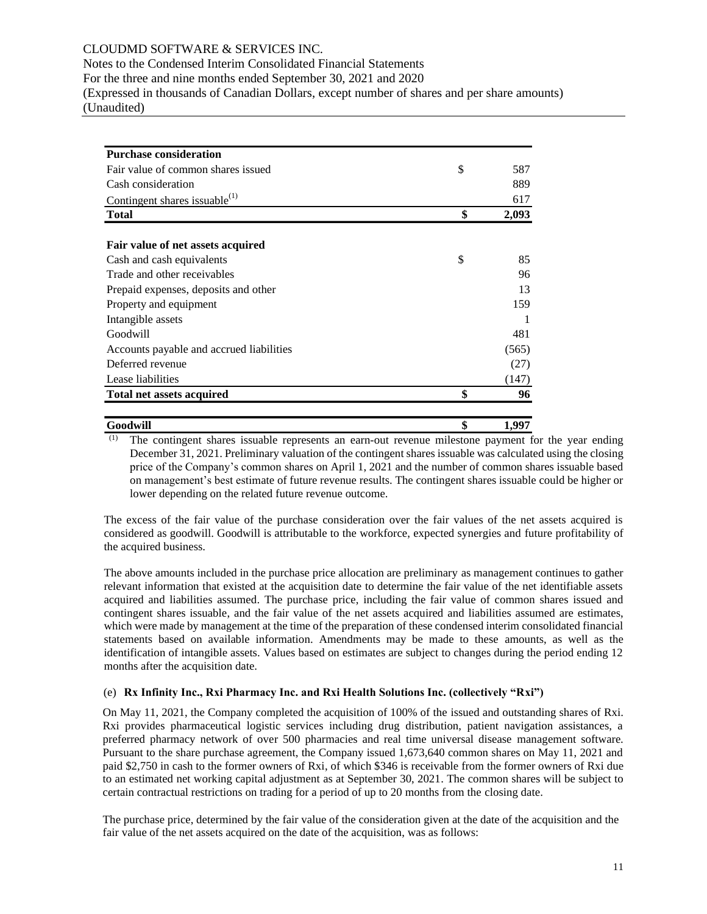| Purchase consideration | | |
|---|---|---|
| Fair value of common shares issued | $ | 587 |
| Cash consideration | | 889 |
| Contingent shares issuable[(1)] | | 617 |
| **Total** | **$** | **2,093** |
| | | |
| **Fair value of net assets acquired** | | |
| Cash and cash equivalents | $ | 85 |
| Trade and other receivables | | 96 |
| Prepaid expenses, deposits and other | | 13 |
| Property and equipment | | 159 |
| Intangible assets | | 1 |
| Goodwill | | 481 |
| Accounts payable and accrued liabilities | | (565) |
| Deferred revenue | | (27) |
| Lease liabilities | | (147) |
| **Total net assets acquired** | **$** | **96** |
| | | |
| **Goodwill** | **$** | **1,997** |

(1) The contingent shares issuable represents an earn-out revenue milestone payment for the year ending December 31, 2021. Preliminary valuation of the contingent shares issuable was calculated using the closing price of the Company's common shares on April 1, 2021 and the number of common shares issuable based on management's best estimate of future revenue results. The contingent shares issuable could be higher or lower depending on the related future revenue outcome.

The excess of the fair value of the purchase consideration over the fair values of the net assets acquired is considered as goodwill. Goodwill is attributable to the workforce, expected synergies and future profitability of the acquired business.

The above amounts included in the purchase price allocation are preliminary as management continues to gather relevant information that existed at the acquisition date to determine the fair value of the net identifiable assets acquired and liabilities assumed. The purchase price, including the fair value of common shares issued and contingent shares issuable, and the fair value of the net assets acquired and liabilities assumed are estimates, which were made by management at the time of the preparation of these condensed interim consolidated financial statements based on available information. Amendments may be made to these amounts, as well as the identification of intangible assets. Values based on estimates are subject to changes during the period ending 12 months after the acquisition date.

(e) **Rx Infinity Inc., Rxi Pharmacy Inc. and Rxi Health Solutions Inc. (collectively "Rxi")**

On May 11, 2021, the Company completed the acquisition of 100% of the issued and outstanding shares of Rxi. Rxi provides pharmaceutical logistic services including drug distribution, patient navigation assistances, a preferred pharmacy network of over 500 pharmacies and real time universal disease management software. Pursuant to the share purchase agreement, the Company issued 1,673,640 common shares on May 11, 2021 and paid $2,750 in cash to the former owners of Rxi, of which $346 is receivable from the former owners of Rxi due to an estimated net working capital adjustment as at September 30, 2021. The common shares will be subject to certain contractual restrictions on trading for a period of up to 20 months from the closing date.

The purchase price, determined by the fair value of the consideration given at the date of the acquisition and the fair value of the net assets acquired on the date of the acquisition, was as follows: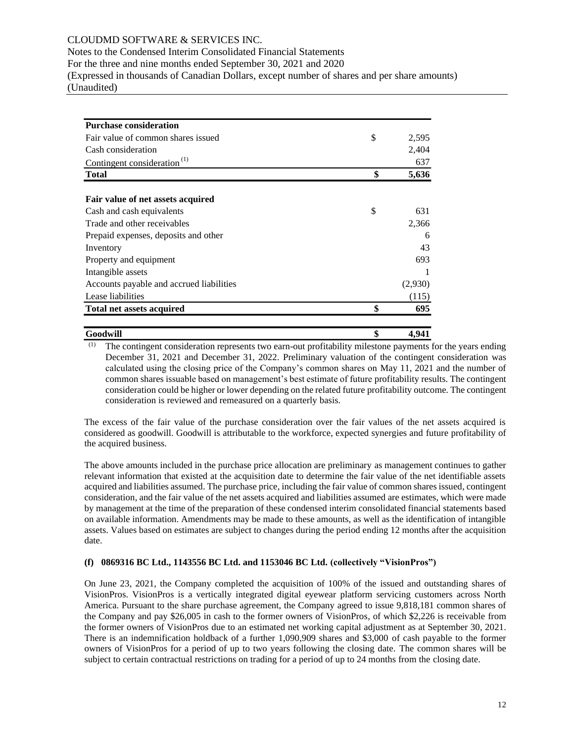| Purchase consideration | | |
|---|---|---|
| Fair value of common shares issued | $ | 2,595 |
| Cash consideration | | 2,404 |
| Contingent consideration [(1)] | | 637 |
| **Total** | **$** | **5,636** |
| | | |
| **Fair value of net assets acquired** | | |
| Cash and cash equivalents | $ | 631 |
| Trade and other receivables | | 2,366 |
| Prepaid expenses, deposits and other | | 6 |
| Inventory | | 43 |
| Property and equipment | | 693 |
| Intangible assets | | 1 |
| Accounts payable and accrued liabilities | | (2,930) |
| Lease liabilities | | (115) |
| **Total net assets acquired** | **$** | **695** |
| | | |
| **Goodwill** | **$** | **4,941** |

(1) The contingent consideration represents two earn-out profitability milestone payments for the years ending December 31, 2021 and December 31, 2022. Preliminary valuation of the contingent consideration was calculated using the closing price of the Company's common shares on May 11, 2021 and the number of common shares issuable based on management's best estimate of future profitability results. The contingent consideration could be higher or lower depending on the related future profitability outcome. The contingent consideration is reviewed and remeasured on a quarterly basis.

The excess of the fair value of the purchase consideration over the fair values of the net assets acquired is considered as goodwill. Goodwill is attributable to the workforce, expected synergies and future profitability of the acquired business.

The above amounts included in the purchase price allocation are preliminary as management continues to gather relevant information that existed at the acquisition date to determine the fair value of the net identifiable assets acquired and liabilities assumed. The purchase price, including the fair value of common shares issued, contingent consideration, and the fair value of the net assets acquired and liabilities assumed are estimates, which were made by management at the time of the preparation of these condensed interim consolidated financial statements based on available information. Amendments may be made to these amounts, as well as the identification of intangible assets. Values based on estimates are subject to changes during the period ending 12 months after the acquisition date.

### (f) 0869316 BC Ltd., 1143556 BC Ltd. and 1153046 BC Ltd. (collectively "VisionPros")

On June 23, 2021, the Company completed the acquisition of 100% of the issued and outstanding shares of VisionPros. VisionPros is a vertically integrated digital eyewear platform servicing customers across North America. Pursuant to the share purchase agreement, the Company agreed to issue 9,818,181 common shares of the Company and pay $26,005 in cash to the former owners of VisionPros, of which $2,226 is receivable from the former owners of VisionPros due to an estimated net working capital adjustment as at September 30, 2021. There is an indemnification holdback of a further 1,090,909 shares and $3,000 of cash payable to the former owners of VisionPros for a period of up to two years following the closing date. The common shares will be subject to certain contractual restrictions on trading for a period of up to 24 months from the closing date.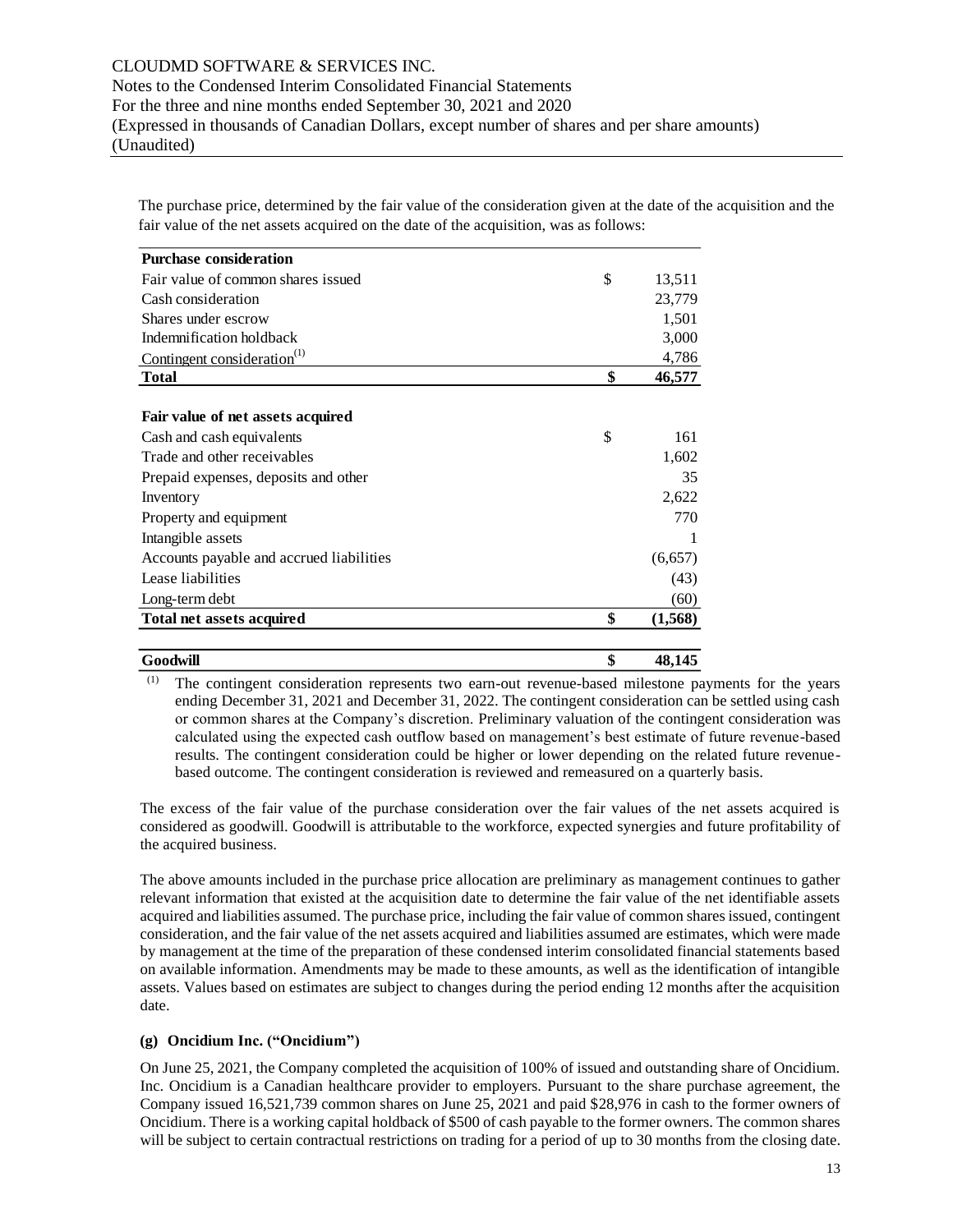The purchase price, determined by the fair value of the consideration given at the date of the acquisition and the fair value of the net assets acquired on the date of the acquisition, was as follows:

| **Purchase consideration** | | |
|---|---|---|
| Fair value of common shares issued | $ | 13,511 |
| Cash consideration | | 23,779 |
| Shares under escrow | | 1,501 |
| Indemnification holdback | | 3,000 |
| Contingent consideration[(1)] | | 4,786 |
| **Total** | **$** | **46,577** |
| | | |
| **Fair value of net assets acquired** | | |
| Cash and cash equivalents | $ | 161 |
| Trade and other receivables | | 1,602 |
| Prepaid expenses, deposits and other | | 35 |
| Inventory | | 2,622 |
| Property and equipment | | 770 |
| Intangible assets | | 1 |
| Accounts payable and accrued liabilities | | (6,657) |
| Lease liabilities | | (43) |
| Long-term debt | | (60) |
| **Total net assets acquired** | **$** | **(1,568)** |
| | | |
| **Goodwill** | **$** | **48,145** |

(1) The contingent consideration represents two earn-out revenue-based milestone payments for the years ending December 31, 2021 and December 31, 2022. The contingent consideration can be settled using cash or common shares at the Company's discretion. Preliminary valuation of the contingent consideration was calculated using the expected cash outflow based on management's best estimate of future revenue-based results. The contingent consideration could be higher or lower depending on the related future revenue-based outcome. The contingent consideration is reviewed and remeasured on a quarterly basis.

The excess of the fair value of the purchase consideration over the fair values of the net assets acquired is considered as goodwill. Goodwill is attributable to the workforce, expected synergies and future profitability of the acquired business.

The above amounts included in the purchase price allocation are preliminary as management continues to gather relevant information that existed at the acquisition date to determine the fair value of the net identifiable assets acquired and liabilities assumed. The purchase price, including the fair value of common shares issued, contingent consideration, and the fair value of the net assets acquired and liabilities assumed are estimates, which were made by management at the time of the preparation of these condensed interim consolidated financial statements based on available information. Amendments may be made to these amounts, as well as the identification of intangible assets. Values based on estimates are subject to changes during the period ending 12 months after the acquisition date.

### (g) Oncidium Inc. ("Oncidium")

On June 25, 2021, the Company completed the acquisition of 100% of issued and outstanding share of Oncidium. Inc. Oncidium is a Canadian healthcare provider to employers. Pursuant to the share purchase agreement, the Company issued 16,521,739 common shares on June 25, 2021 and paid $28,976 in cash to the former owners of Oncidium. There is a working capital holdback of $500 of cash payable to the former owners. The common shares will be subject to certain contractual restrictions on trading for a period of up to 30 months from the closing date.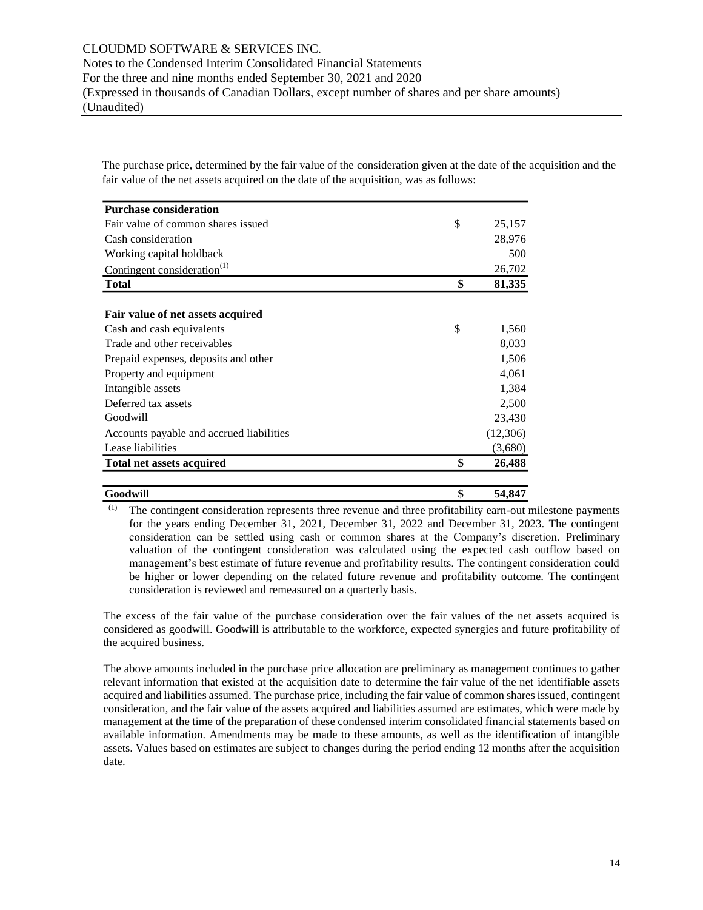The purchase price, determined by the fair value of the consideration given at the date of the acquisition and the fair value of the net assets acquired on the date of the acquisition, was as follows:

| **Purchase consideration** | | |
|---|---|---|
| Fair value of common shares issued | $ | 25,157 |
| Cash consideration | | 28,976 |
| Working capital holdback | | 500 |
| Contingent consideration[(1)] | | 26,702 |
| **Total** | **$** | **81,335** |
| | | |
| **Fair value of net assets acquired** | | |
| Cash and cash equivalents | $ | 1,560 |
| Trade and other receivables | | 8,033 |
| Prepaid expenses, deposits and other | | 1,506 |
| Property and equipment | | 4,061 |
| Intangible assets | | 1,384 |
| Deferred tax assets | | 2,500 |
| Goodwill | | 23,430 |
| Accounts payable and accrued liabilities | | (12,306) |
| Lease liabilities | | (3,680) |
| **Total net assets acquired** | **$** | **26,488** |
| | | |
| **Goodwill** | **$** | **54,847** |

(1) The contingent consideration represents three revenue and three profitability earn-out milestone payments for the years ending December 31, 2021, December 31, 2022 and December 31, 2023. The contingent consideration can be settled using cash or common shares at the Company's discretion. Preliminary valuation of the contingent consideration was calculated using the expected cash outflow based on management's best estimate of future revenue and profitability results. The contingent consideration could be higher or lower depending on the related future revenue and profitability outcome. The contingent consideration is reviewed and remeasured on a quarterly basis.

The excess of the fair value of the purchase consideration over the fair values of the net assets acquired is considered as goodwill. Goodwill is attributable to the workforce, expected synergies and future profitability of the acquired business.

The above amounts included in the purchase price allocation are preliminary as management continues to gather relevant information that existed at the acquisition date to determine the fair value of the net identifiable assets acquired and liabilities assumed. The purchase price, including the fair value of common shares issued, contingent consideration, and the fair value of the assets acquired and liabilities assumed are estimates, which were made by management at the time of the preparation of these condensed interim consolidated financial statements based on available information. Amendments may be made to these amounts, as well as the identification of intangible assets. Values based on estimates are subject to changes during the period ending 12 months after the acquisition date.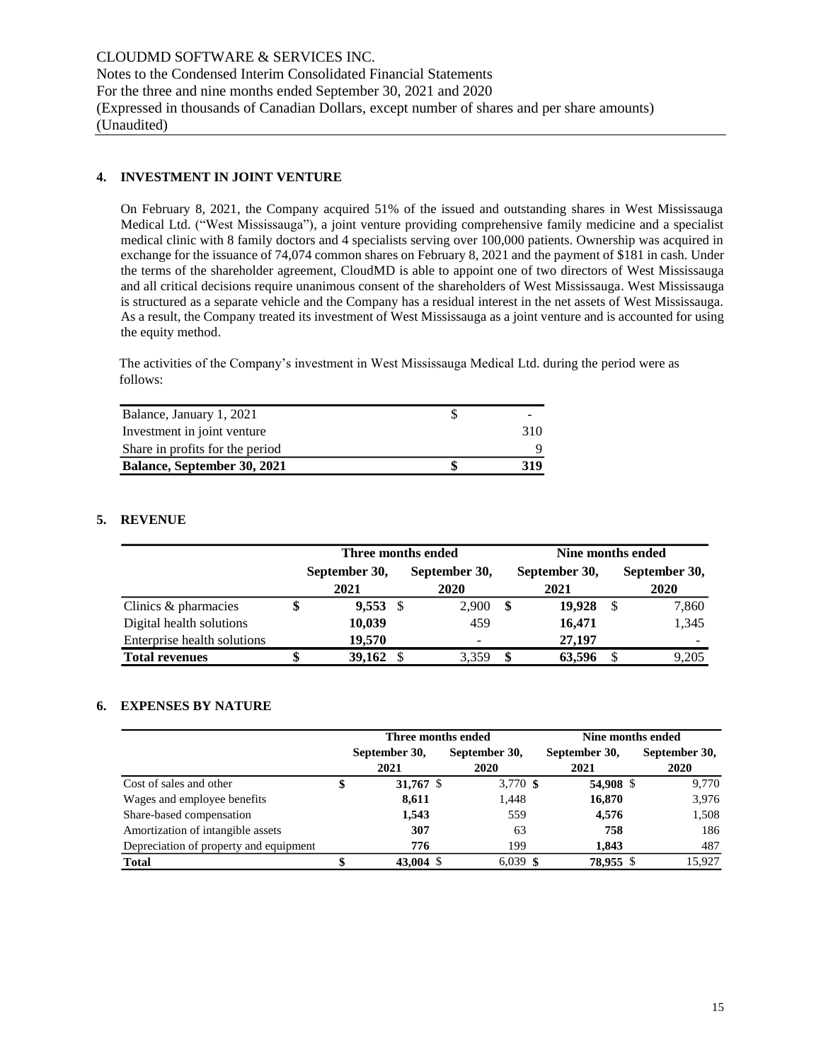CLOUDMD SOFTWARE & SERVICES INC.
Notes to the Condensed Interim Consolidated Financial Statements
For the three and nine months ended September 30, 2021 and 2020
(Expressed in thousands of Canadian Dollars, except number of shares and per share amounts)
(Unaudited)

## 4. INVESTMENT IN JOINT VENTURE

On February 8, 2021, the Company acquired 51% of the issued and outstanding shares in West Mississauga Medical Ltd. ("West Mississauga"), a joint venture providing comprehensive family medicine and a specialist medical clinic with 8 family doctors and 4 specialists serving over 100,000 patients. Ownership was acquired in exchange for the issuance of 74,074 common shares on February 8, 2021 and the payment of $181 in cash. Under the terms of the shareholder agreement, CloudMD is able to appoint one of two directors of West Mississauga and all critical decisions require unanimous consent of the shareholders of West Mississauga. West Mississauga is structured as a separate vehicle and the Company has a residual interest in the net assets of West Mississauga. As a result, the Company treated its investment of West Mississauga as a joint venture and is accounted for using the equity method.

The activities of the Company's investment in West Mississauga Medical Ltd. during the period were as follows:

| | | |
|---|---|---|
| Balance, January 1, 2021 | $ | - |
| Investment in joint venture | | 310 |
| Share in profits for the period | | 9 |
| **Balance, September 30, 2021** | **$** | **319** |

## 5. REVENUE

| | Three months ended | | Nine months ended | |
|---|---|---|---|---|
| | **September 30, 2021** | **September 30, 2020** | **September 30, 2021** | **September 30, 2020** |
| Clinics & pharmacies | **$ 9,553** | $ 2,900 | **$ 19,928** | $ 7,860 |
| Digital health solutions | **10,039** | 459 | **16,471** | 1,345 |
| Enterprise health solutions | **19,570** | - | **27,197** | - |
| **Total revenues** | **$ 39,162** | $ 3,359 | **$ 63,596** | $ 9,205 |

## 6. EXPENSES BY NATURE

| | Three months ended | | Nine months ended | |
|---|---|---|---|---|
| | **September 30, 2021** | **September 30, 2020** | **September 30, 2021** | **September 30, 2020** |
| Cost of sales and other | **$ 31,767** | $ 3,770 | **$ 54,908** | $ 9,770 |
| Wages and employee benefits | **8,611** | 1,448 | **16,870** | 3,976 |
| Share-based compensation | **1,543** | 559 | **4,576** | 1,508 |
| Amortization of intangible assets | **307** | 63 | **758** | 186 |
| Depreciation of property and equipment | **776** | 199 | **1,843** | 487 |
| **Total** | **$ 43,004** | $ 6,039 | **$ 78,955** | $ 15,927 |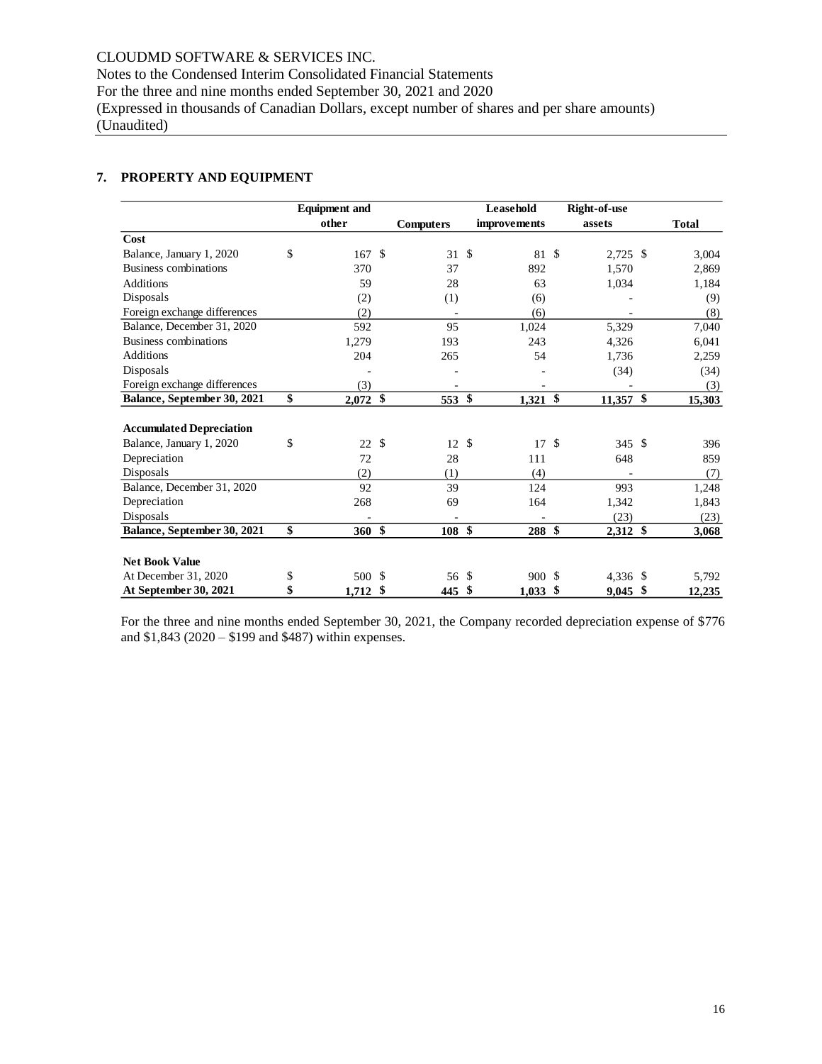CLOUDMD SOFTWARE & SERVICES INC.
Notes to the Condensed Interim Consolidated Financial Statements
For the three and nine months ended September 30, 2021 and 2020
(Expressed in thousands of Canadian Dollars, except number of shares and per share amounts)
(Unaudited)

## 7. PROPERTY AND EQUIPMENT

| | Equipment and other | Computers | Leasehold improvements | Right-of-use assets | Total |
|---|---|---|---|---|---|
| **Cost** | | | | | |
| Balance, January 1, 2020 | $ 167 | $ 31 | $ 81 | $ 2,725 | $ 3,004 |
| Business combinations | 370 | 37 | 892 | 1,570 | 2,869 |
| Additions | 59 | 28 | 63 | 1,034 | 1,184 |
| Disposals | (2) | (1) | (6) | - | (9) |
| Foreign exchange differences | (2) | - | (6) | - | (8) |
| Balance, December 31, 2020 | 592 | 95 | 1,024 | 5,329 | 7,040 |
| Business combinations | 1,279 | 193 | 243 | 4,326 | 6,041 |
| Additions | 204 | 265 | 54 | 1,736 | 2,259 |
| Disposals | - | - | - | (34) | (34) |
| Foreign exchange differences | (3) | - | - | - | (3) |
| **Balance, September 30, 2021** | **$ 2,072** | **$ 553** | **$ 1,321** | **$ 11,357** | **$ 15,303** |
| | | | | | |
| **Accumulated Depreciation** | | | | | |
| Balance, January 1, 2020 | $ 22 | $ 12 | $ 17 | $ 345 | $ 396 |
| Depreciation | 72 | 28 | 111 | 648 | 859 |
| Disposals | (2) | (1) | (4) | - | (7) |
| Balance, December 31, 2020 | 92 | 39 | 124 | 993 | 1,248 |
| Depreciation | 268 | 69 | 164 | 1,342 | 1,843 |
| Disposals | - | - | - | (23) | (23) |
| **Balance, September 30, 2021** | **$ 360** | **$ 108** | **$ 288** | **$ 2,312** | **$ 3,068** |
| | | | | | |
| **Net Book Value** | | | | | |
| At December 31, 2020 | $ 500 | $ 56 | $ 900 | $ 4,336 | $ 5,792 |
| **At September 30, 2021** | **$ 1,712** | **$ 445** | **$ 1,033** | **$ 9,045** | **$ 12,235** |

For the three and nine months ended September 30, 2021, the Company recorded depreciation expense of $776 and $1,843 (2020 – $199 and $487) within expenses.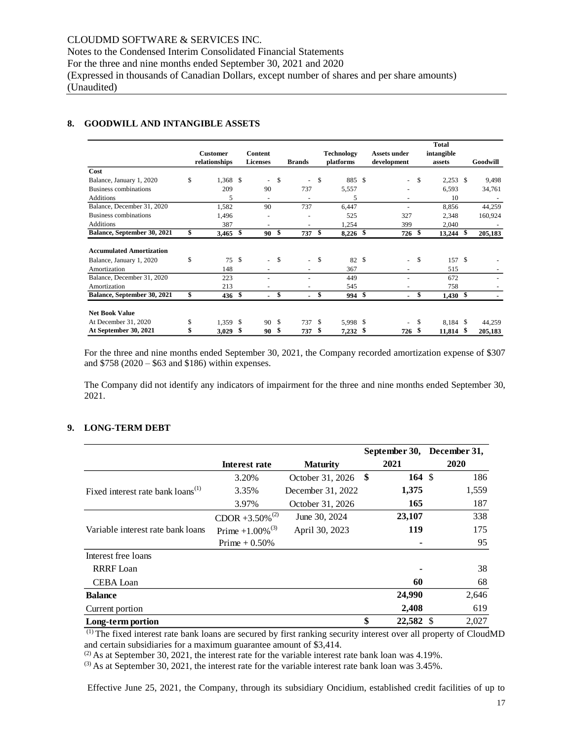## 8. GOODWILL AND INTANGIBLE ASSETS

| | Customer relationships | Content Licenses | Brands | Technology platforms | Assets under development | Total intangible assets | Goodwill |
|---|---|---|---|---|---|---|---|
| **Cost** | | | | | | | |
| Balance, January 1, 2020 | $ 1,368 | $ - | $ - | $ 885 | $ - | $ 2,253 | $ 9,498 |
| Business combinations | 209 | 90 | 737 | 5,557 | - | 6,593 | 34,761 |
| Additions | 5 | - | - | 5 | - | 10 | - |
| Balance, December 31, 2020 | 1,582 | 90 | 737 | 6,447 | - | 8,856 | 44,259 |
| Business combinations | 1,496 | - | - | 525 | 327 | 2,348 | 160,924 |
| Additions | 387 | - | - | 1,254 | 399 | 2,040 | - |
| **Balance, September 30, 2021** | **$ 3,465** | **$ 90** | **$ 737** | **$ 8,226** | **$ 726** | **$ 13,244** | **$ 205,183** |
| | | | | | | | |
| **Accumulated Amortization** | | | | | | | |
| Balance, January 1, 2020 | $ 75 | $ - | $ - | $ 82 | $ - | $ 157 | $ - |
| Amortization | 148 | - | - | 367 | - | 515 | - |
| Balance, December 31, 2020 | 223 | - | - | 449 | - | 672 | - |
| Amortization | 213 | - | - | 545 | - | 758 | - |
| **Balance, September 30, 2021** | **$ 436** | **$ -** | **$ -** | **$ 994** | **$ -** | **$ 1,430** | **$ -** |
| | | | | | | | |
| **Net Book Value** | | | | | | | |
| At December 31, 2020 | $ 1,359 | $ 90 | $ 737 | $ 5,998 | $ - | $ 8,184 | $ 44,259 |
| **At September 30, 2021** | **$ 3,029** | **$ 90** | **$ 737** | **$ 7,232** | **$ 726** | **$ 11,814** | **$ 205,183** |

For the three and nine months ended September 30, 2021, the Company recorded amortization expense of $307 and $758 (2020 – $63 and $186) within expenses.

The Company did not identify any indicators of impairment for the three and nine months ended September 30, 2021.

## 9. LONG-TERM DEBT

| | Interest rate | Maturity | September 30, 2021 | December 31, 2020 |
|---|---|---|---|---|
| Fixed interest rate bank loans[1] | 3.20% | October 31, 2026 | **$ 164** | $ 186 |
| | 3.35% | December 31, 2022 | **1,375** | 1,559 |
| | 3.97% | October 31, 2026 | **165** | 187 |
| Variable interest rate bank loans | CDOR +3.50%[2] | June 30, 2024 | **23,107** | 338 |
| | Prime +1.00%[3] | April 30, 2023 | **119** | 175 |
| | Prime + 0.50% | | **-** | 95 |
| Interest free loans | | | | |
| RRRF Loan | | | **-** | 38 |
| CEBA Loan | | | **60** | 68 |
| **Balance** | | | **24,990** | 2,646 |
| Current portion | | | **2,408** | 619 |
| **Long-term portion** | | | **$ 22,582** | $ 2,027 |

[1] The fixed interest rate bank loans are secured by first ranking security interest over all property of CloudMD and certain subsidiaries for a maximum guarantee amount of $3,414.
[2] As at September 30, 2021, the interest rate for the variable interest rate bank loan was 4.19%.
[3] As at September 30, 2021, the interest rate for the variable interest rate bank loan was 3.45%.

Effective June 25, 2021, the Company, through its subsidiary Oncidium, established credit facilities of up to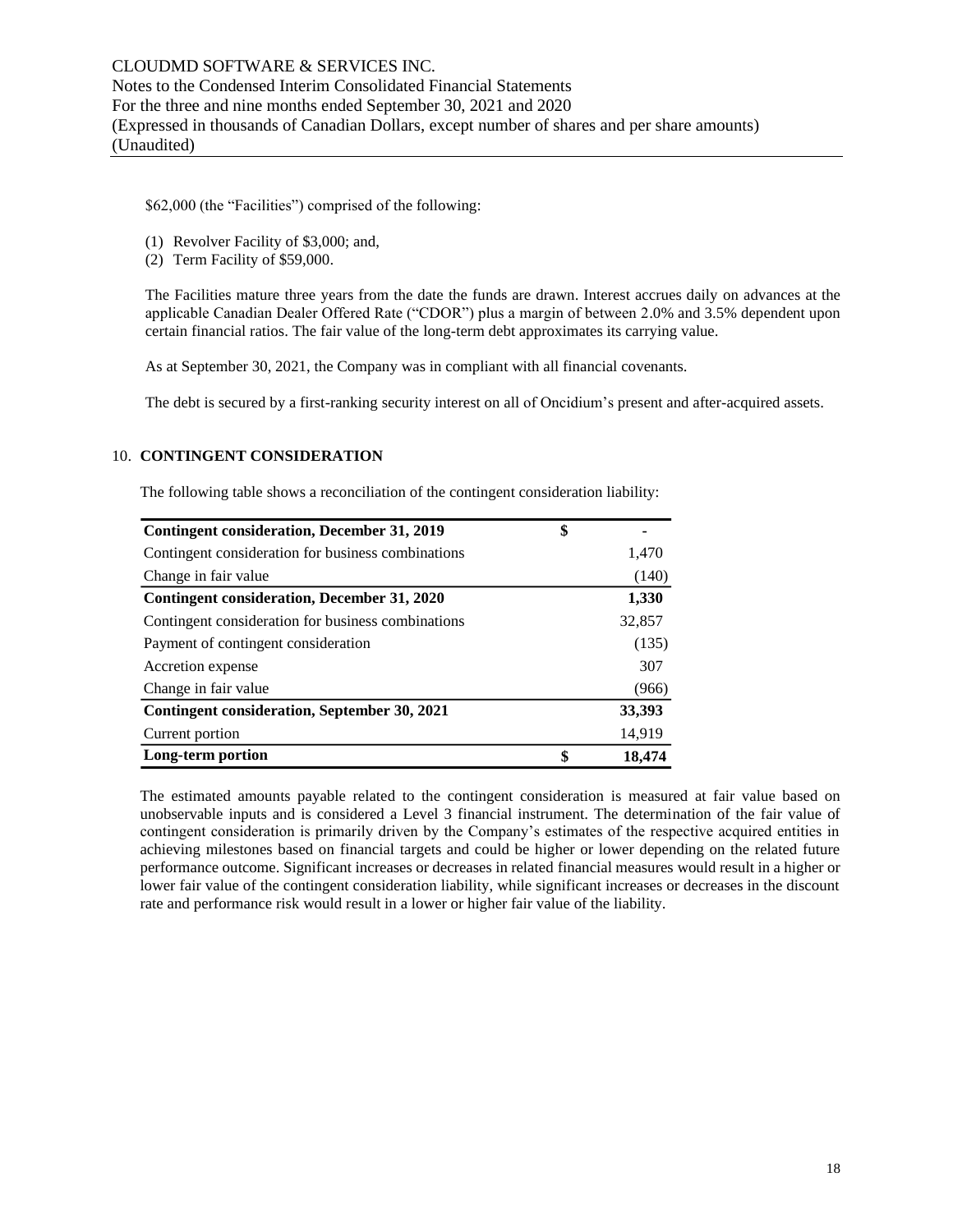$62,000 (the "Facilities") comprised of the following:

(1) Revolver Facility of $3,000; and,
(2) Term Facility of $59,000.

The Facilities mature three years from the date the funds are drawn. Interest accrues daily on advances at the applicable Canadian Dealer Offered Rate ("CDOR") plus a margin of between 2.0% and 3.5% dependent upon certain financial ratios. The fair value of the long-term debt approximates its carrying value.

As at September 30, 2021, the Company was in compliant with all financial covenants.

The debt is secured by a first-ranking security interest on all of Oncidium's present and after-acquired assets.

## 10. CONTINGENT CONSIDERATION

The following table shows a reconciliation of the contingent consideration liability:

| | | |
|---|---|---|
| **Contingent consideration, December 31, 2019** | $ | - |
| Contingent consideration for business combinations | | 1,470 |
| Change in fair value | | (140) |
| **Contingent consideration, December 31, 2020** | | **1,330** |
| Contingent consideration for business combinations | | 32,857 |
| Payment of contingent consideration | | (135) |
| Accretion expense | | 307 |
| Change in fair value | | (966) |
| **Contingent consideration, September 30, 2021** | | **33,393** |
| Current portion | | 14,919 |
| **Long-term portion** | **$** | **18,474** |

The estimated amounts payable related to the contingent consideration is measured at fair value based on unobservable inputs and is considered a Level 3 financial instrument. The determination of the fair value of contingent consideration is primarily driven by the Company's estimates of the respective acquired entities in achieving milestones based on financial targets and could be higher or lower depending on the related future performance outcome. Significant increases or decreases in related financial measures would result in a higher or lower fair value of the contingent consideration liability, while significant increases or decreases in the discount rate and performance risk would result in a lower or higher fair value of the liability.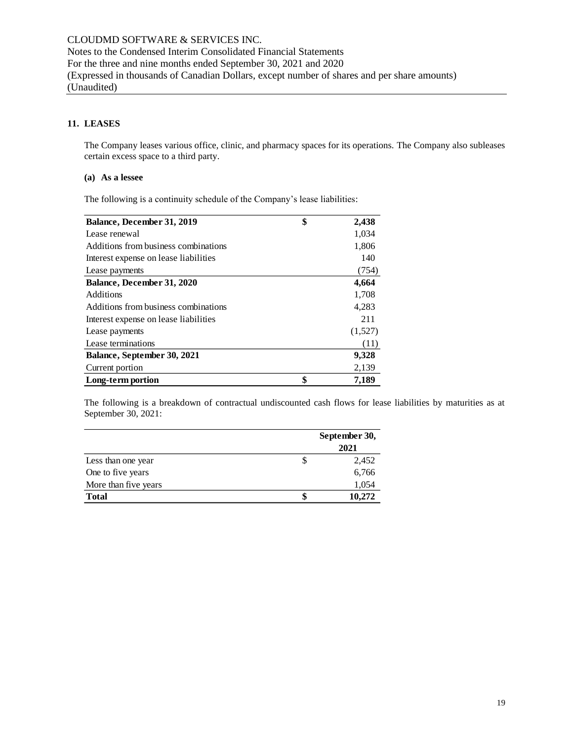## 11. LEASES

The Company leases various office, clinic, and pharmacy spaces for its operations. The Company also subleases certain excess space to a third party.

### (a) As a lessee

The following is a continuity schedule of the Company's lease liabilities:

| | | |
|---|---|---|
| **Balance, December 31, 2019** | **$** | **2,438** |
| Lease renewal | | 1,034 |
| Additions from business combinations | | 1,806 |
| Interest expense on lease liabilities | | 140 |
| Lease payments | | (754) |
| **Balance, December 31, 2020** | | **4,664** |
| Additions | | 1,708 |
| Additions from business combinations | | 4,283 |
| Interest expense on lease liabilities | | 211 |
| Lease payments | | (1,527) |
| Lease terminations | | (11) |
| **Balance, September 30, 2021** | | **9,328** |
| Current portion | | 2,139 |
| **Long-term portion** | **$** | **7,189** |

The following is a breakdown of contractual undiscounted cash flows for lease liabilities by maturities as at September 30, 2021:

| | | **September 30, 2021** |
|---|---|---|
| Less than one year | $ | 2,452 |
| One to five years | | 6,766 |
| More than five years | | 1,054 |
| **Total** | **$** | **10,272** |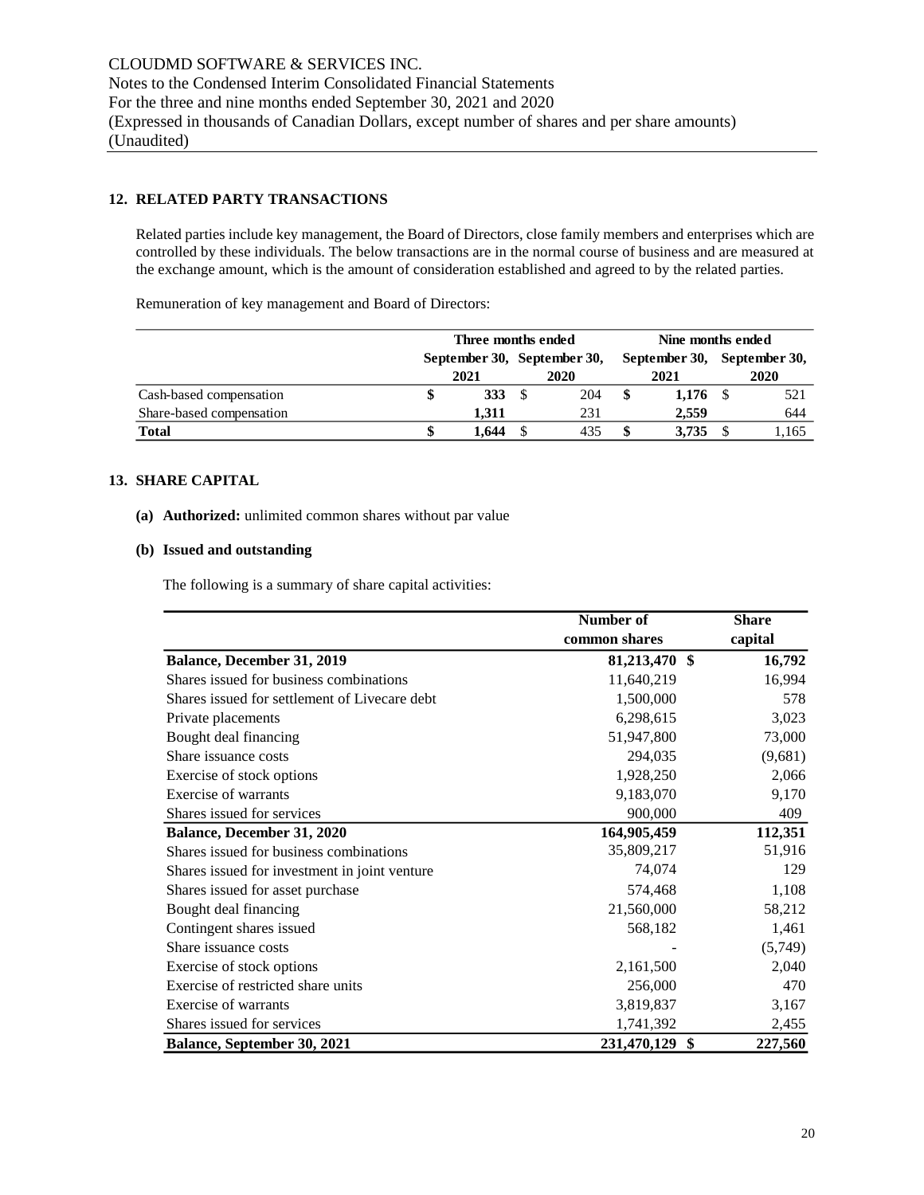## 12. RELATED PARTY TRANSACTIONS

Related parties include key management, the Board of Directors, close family members and enterprises which are controlled by these individuals. The below transactions are in the normal course of business and are measured at the exchange amount, which is the amount of consideration established and agreed to by the related parties.

Remuneration of key management and Board of Directors:

| | Three months ended | | Nine months ended | |
|---|---|---|---|---|
| | September 30, 2021 | September 30, 2020 | September 30, 2021 | September 30, 2020 |
| Cash-based compensation | $ **333** | $ 204 | $ **1,176** | $ 521 |
| Share-based compensation | **1,311** | 231 | **2,559** | 644 |
| **Total** | $ **1,644** | $ 435 | $ **3,735** | $ 1,165 |

## 13. SHARE CAPITAL

**(a) Authorized:** unlimited common shares without par value

**(b) Issued and outstanding**

The following is a summary of share capital activities:

| | Number of common shares | Share capital |
|---|---|---|
| **Balance, December 31, 2019** | **81,213,470** | $ **16,792** |
| Shares issued for business combinations | 11,640,219 | 16,994 |
| Shares issued for settlement of Livecare debt | 1,500,000 | 578 |
| Private placements | 6,298,615 | 3,023 |
| Bought deal financing | 51,947,800 | 73,000 |
| Share issuance costs | 294,035 | (9,681) |
| Exercise of stock options | 1,928,250 | 2,066 |
| Exercise of warrants | 9,183,070 | 9,170 |
| Shares issued for services | 900,000 | 409 |
| **Balance, December 31, 2020** | **164,905,459** | **112,351** |
| Shares issued for business combinations | 35,809,217 | 51,916 |
| Shares issued for investment in joint venture | 74,074 | 129 |
| Shares issued for asset purchase | 574,468 | 1,108 |
| Bought deal financing | 21,560,000 | 58,212 |
| Contingent shares issued | 568,182 | 1,461 |
| Share issuance costs | - | (5,749) |
| Exercise of stock options | 2,161,500 | 2,040 |
| Exercise of restricted share units | 256,000 | 470 |
| Exercise of warrants | 3,819,837 | 3,167 |
| Shares issued for services | 1,741,392 | 2,455 |
| **Balance, September 30, 2021** | **231,470,129** | $ **227,560** |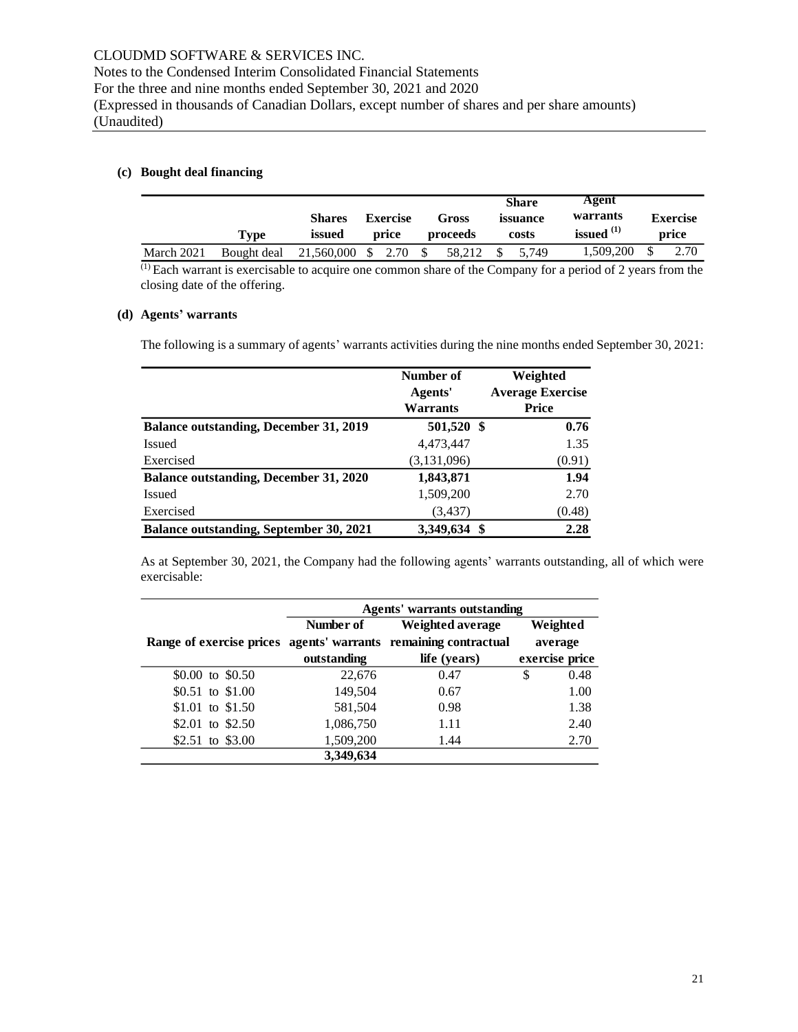#### (c) Bought deal financing

| | Type | Shares issued | Exercise price | Gross proceeds | Share issuance costs | Agent warrants issued [(1)] | Exercise price |
|---|---|---|---|---|---|---|---|
| March 2021 | Bought deal | 21,560,000 | $ 2.70 | $ 58,212 | $ 5,749 | 1,509,200 | $ 2.70 |

[(1)] Each warrant is exercisable to acquire one common share of the Company for a period of 2 years from the closing date of the offering.

#### (d) Agents' warrants

The following is a summary of agents' warrants activities during the nine months ended September 30, 2021:

| | Number of Agents' Warrants | Weighted Average Exercise Price |
|---|---|---|
| **Balance outstanding, December 31, 2019** | **501,520** | **$ 0.76** |
| Issued | 4,473,447 | 1.35 |
| Exercised | (3,131,096) | (0.91) |
| **Balance outstanding, December 31, 2020** | **1,843,871** | **1.94** |
| Issued | 1,509,200 | 2.70 |
| Exercised | (3,437) | (0.48) |
| **Balance outstanding, September 30, 2021** | **3,349,634** | **$ 2.28** |

As at September 30, 2021, the Company had the following agents' warrants outstanding, all of which were exercisable:

| | Agents' warrants outstanding | | |
|---|---|---|---|
| Range of exercise prices | Number of agents' warrants outstanding | Weighted average remaining contractual life (years) | Weighted average exercise price |
| \$0.00 to \$0.50 | 22,676 | 0.47 | $ 0.48 |
| \$0.51 to \$1.00 | 149,504 | 0.67 | 1.00 |
| \$1.01 to \$1.50 | 581,504 | 0.98 | 1.38 |
| \$2.01 to \$2.50 | 1,086,750 | 1.11 | 2.40 |
| \$2.51 to \$3.00 | 1,509,200 | 1.44 | 2.70 |
| | **3,349,634** | | |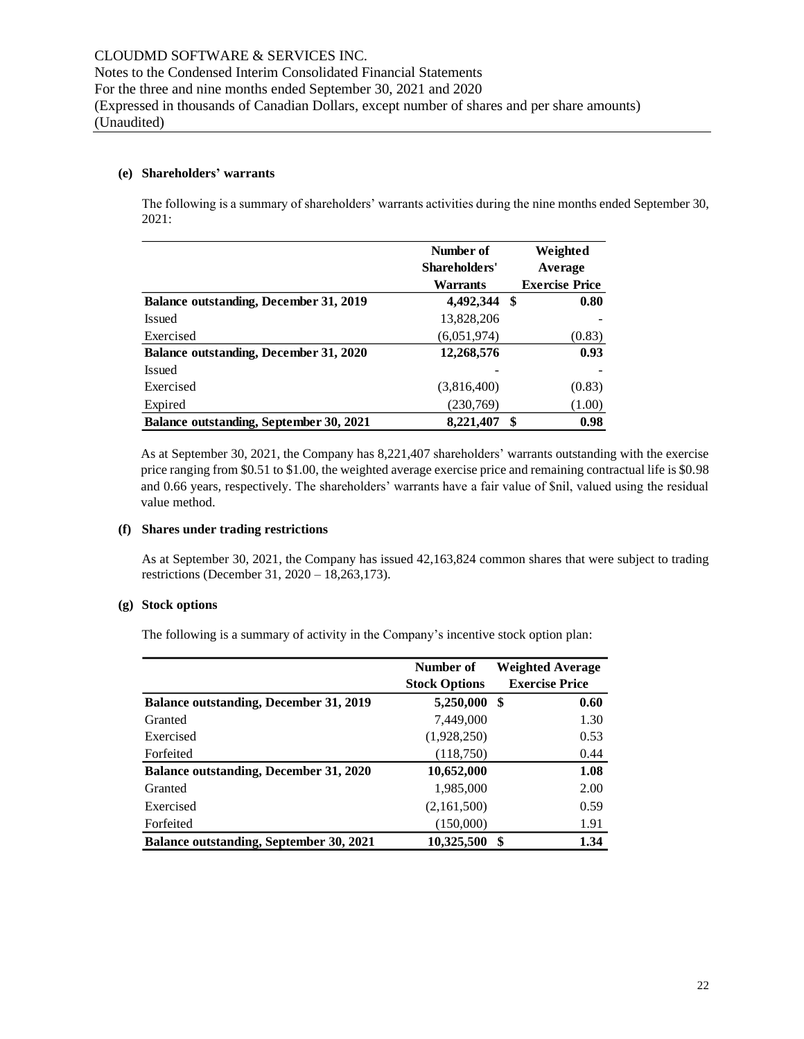#### (e) Shareholders' warrants

The following is a summary of shareholders' warrants activities during the nine months ended September 30, 2021:

| | Number of Shareholders' Warrants | Weighted Average Exercise Price |
|---|---|---|
| **Balance outstanding, December 31, 2019** | **4,492,344** | **$ 0.80** |
| Issued | 13,828,206 | - |
| Exercised | (6,051,974) | (0.83) |
| **Balance outstanding, December 31, 2020** | **12,268,576** | **0.93** |
| Issued | - | - |
| Exercised | (3,816,400) | (0.83) |
| Expired | (230,769) | (1.00) |
| **Balance outstanding, September 30, 2021** | **8,221,407** | **$ 0.98** |

As at September 30, 2021, the Company has 8,221,407 shareholders' warrants outstanding with the exercise price ranging from \$0.51 to \$1.00, the weighted average exercise price and remaining contractual life is \$0.98 and 0.66 years, respectively. The shareholders' warrants have a fair value of \$nil, valued using the residual value method.

#### (f) Shares under trading restrictions

As at September 30, 2021, the Company has issued 42,163,824 common shares that were subject to trading restrictions (December 31, 2020 – 18,263,173).

#### (g) Stock options

The following is a summary of activity in the Company's incentive stock option plan:

| | Number of Stock Options | Weighted Average Exercise Price |
|---|---|---|
| **Balance outstanding, December 31, 2019** | **5,250,000** | **$ 0.60** |
| Granted | 7,449,000 | 1.30 |
| Exercised | (1,928,250) | 0.53 |
| Forfeited | (118,750) | 0.44 |
| **Balance outstanding, December 31, 2020** | **10,652,000** | **1.08** |
| Granted | 1,985,000 | 2.00 |
| Exercised | (2,161,500) | 0.59 |
| Forfeited | (150,000) | 1.91 |
| **Balance outstanding, September 30, 2021** | **10,325,500** | **$ 1.34** |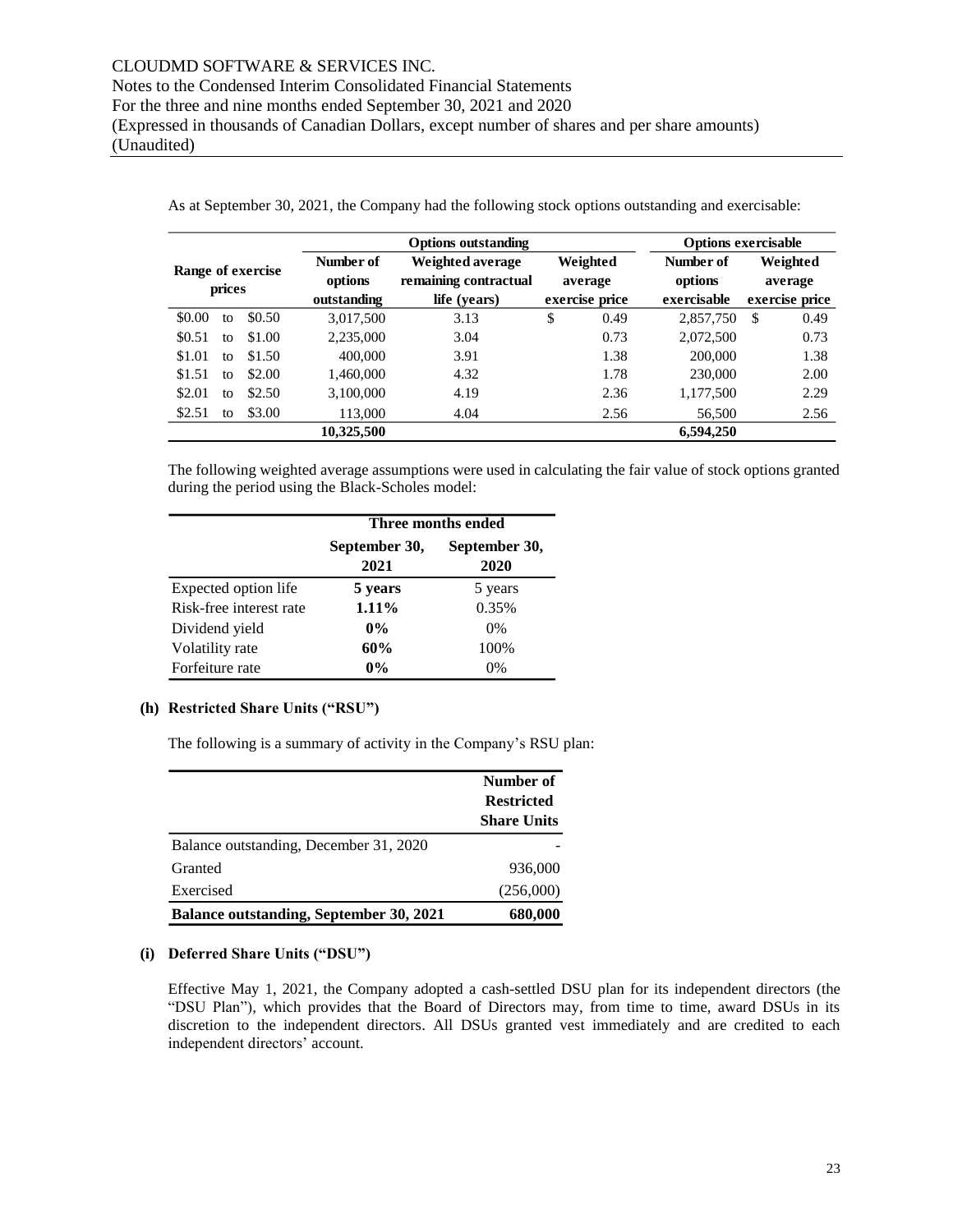As at September 30, 2021, the Company had the following stock options outstanding and exercisable:

| Range of exercise prices | Options outstanding | | | Options exercisable | |
|---|---|---|---|---|---|
| | Number of options outstanding | Weighted average remaining contractual life (years) | Weighted average exercise price | Number of options exercisable | Weighted average exercise price |
| $0.00 to $0.50 | 3,017,500 | 3.13 | $ 0.49 | 2,857,750 | $ 0.49 |
| $0.51 to $1.00 | 2,235,000 | 3.04 | 0.73 | 2,072,500 | 0.73 |
| $1.01 to $1.50 | 400,000 | 3.91 | 1.38 | 200,000 | 1.38 |
| $1.51 to $2.00 | 1,460,000 | 4.32 | 1.78 | 230,000 | 2.00 |
| $2.01 to $2.50 | 3,100,000 | 4.19 | 2.36 | 1,177,500 | 2.29 |
| $2.51 to $3.00 | 113,000 | 4.04 | 2.56 | 56,500 | 2.56 |
| | **10,325,500** | | | **6,594,250** | |

The following weighted average assumptions were used in calculating the fair value of stock options granted during the period using the Black-Scholes model:

| | Three months ended | |
|---|---|---|
| | **September 30, 2021** | **September 30, 2020** |
| Expected option life | **5 years** | 5 years |
| Risk-free interest rate | **1.11%** | 0.35% |
| Dividend yield | **0%** | 0% |
| Volatility rate | **60%** | 100% |
| Forfeiture rate | **0%** | 0% |

### (h) Restricted Share Units ("RSU")

The following is a summary of activity in the Company's RSU plan:

| | Number of Restricted Share Units |
|---|---|
| Balance outstanding, December 31, 2020 | - |
| Granted | 936,000 |
| Exercised | (256,000) |
| **Balance outstanding, September 30, 2021** | **680,000** |

### (i) Deferred Share Units ("DSU")

Effective May 1, 2021, the Company adopted a cash-settled DSU plan for its independent directors (the "DSU Plan"), which provides that the Board of Directors may, from time to time, award DSUs in its discretion to the independent directors. All DSUs granted vest immediately and are credited to each independent directors' account.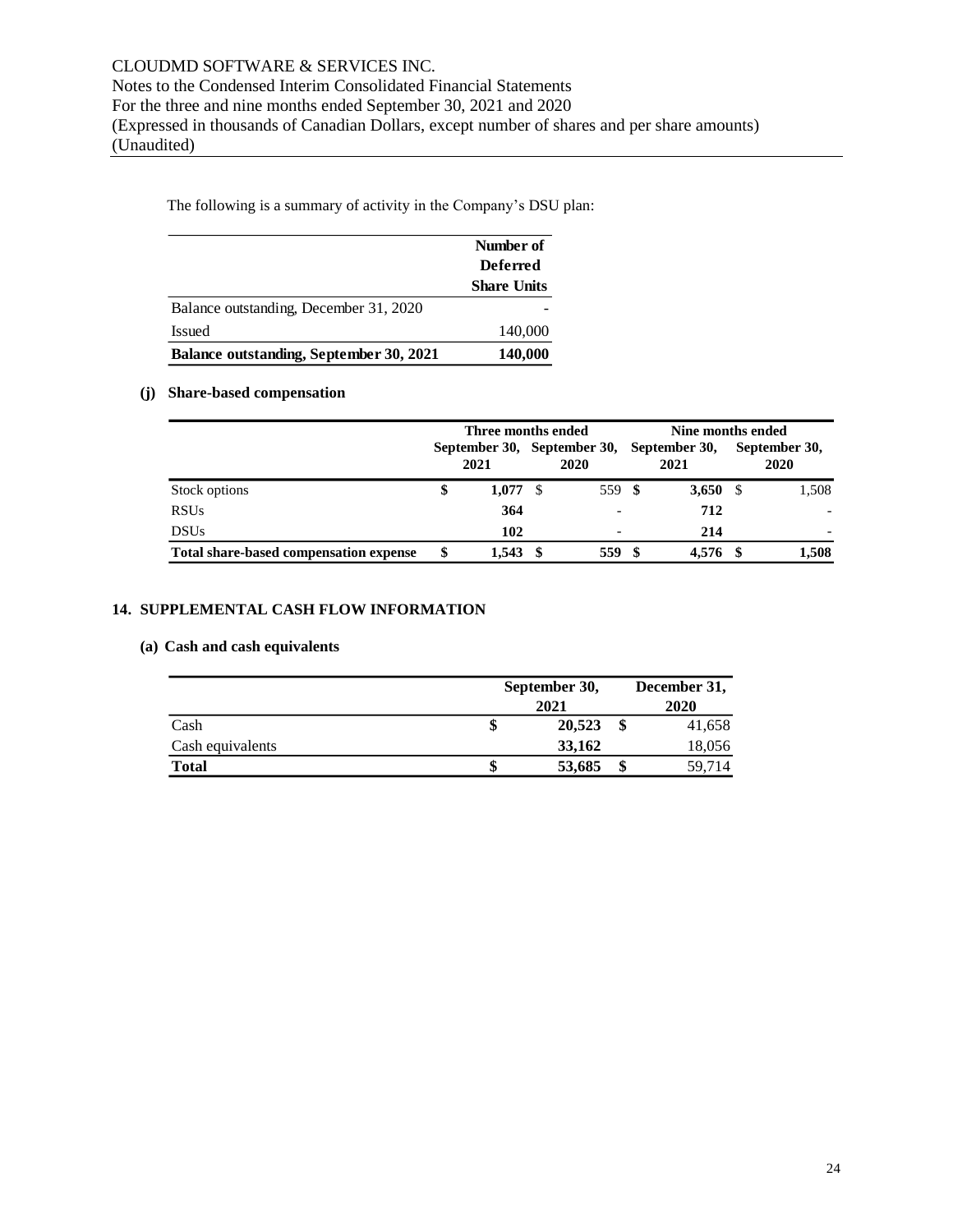The following is a summary of activity in the Company's DSU plan:

| | Number of Deferred Share Units |
|---|---|
| Balance outstanding, December 31, 2020 | - |
| Issued | 140,000 |
| **Balance outstanding, September 30, 2021** | **140,000** |

**(j) Share-based compensation**

| | Three months ended | | Nine months ended | |
|---|---|---|---|---|
| | September 30, 2021 | September 30, 2020 | September 30, 2021 | September 30, 2020 |
| Stock options | $ **1,077** | $ 559 | $ **3,650** | $ 1,508 |
| RSUs | **364** | - | **712** | - |
| DSUs | **102** | - | **214** | - |
| **Total share-based compensation expense** | **$ 1,543** | **$ 559** | **$ 4,576** | **$ 1,508** |

## 14. SUPPLEMENTAL CASH FLOW INFORMATION

**(a) Cash and cash equivalents**

| | September 30, 2021 | December 31, 2020 |
|---|---|---|
| Cash | $ **20,523** | $ 41,658 |
| Cash equivalents | **33,162** | 18,056 |
| **Total** | **$ 53,685** | **$** 59,714 |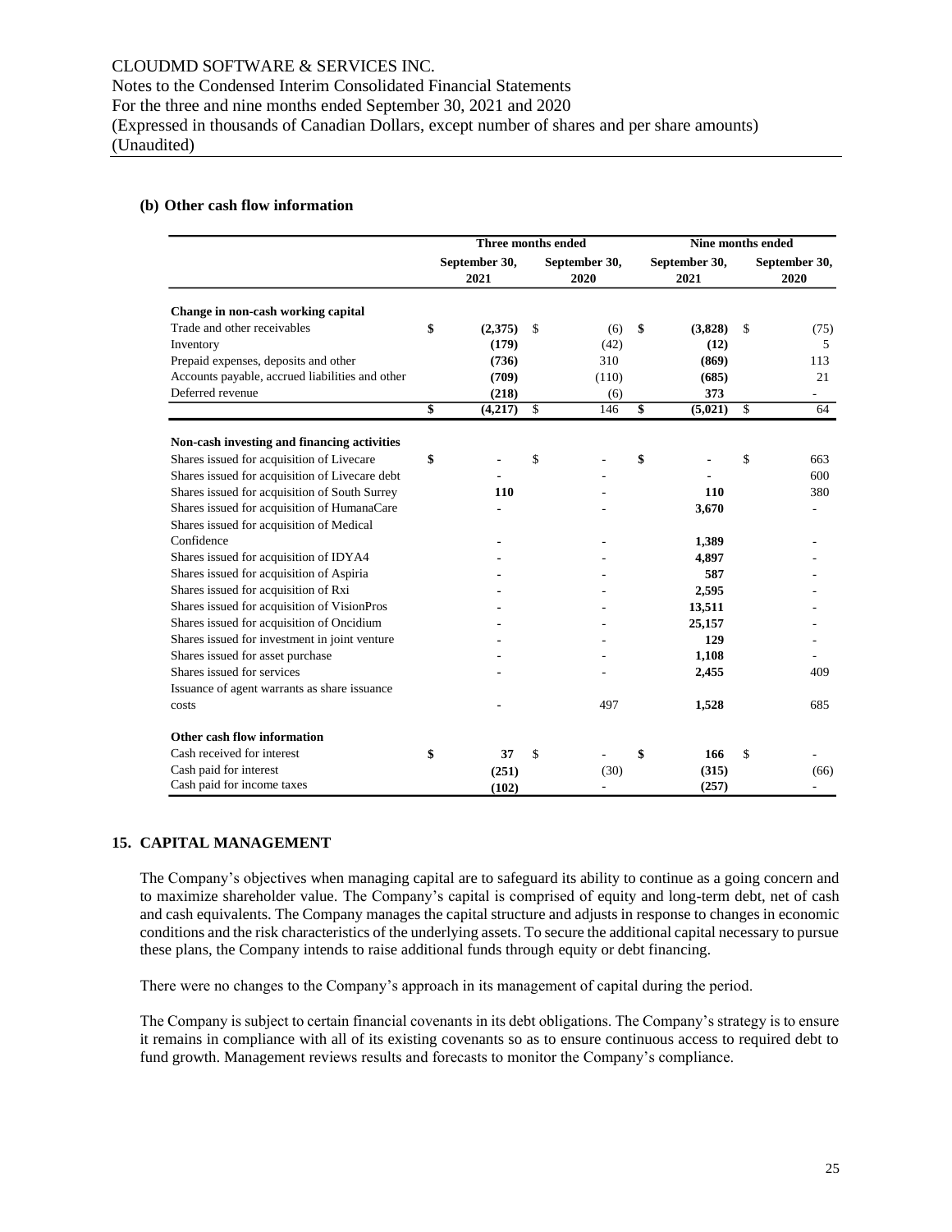### (b) Other cash flow information

| | Three months ended | | Nine months ended | |
|---|---|---|---|---|
| | September 30, 2021 | September 30, 2020 | September 30, 2021 | September 30, 2020 |
| **Change in non-cash working capital** | | | | |
| Trade and other receivables | **$ (2,375)** | $ (6) | **$ (3,828)** | $ (75) |
| Inventory | **(179)** | (42) | **(12)** | 5 |
| Prepaid expenses, deposits and other | **(736)** | 310 | **(869)** | 113 |
| Accounts payable, accrued liabilities and other | **(709)** | (110) | **(685)** | 21 |
| Deferred revenue | **(218)** | (6) | **373** | - |
| | **$ (4,217)** | $ 146 | **$ (5,021)** | $ 64 |
| **Non-cash investing and financing activities** | | | | |
| Shares issued for acquisition of Livecare | **$ -** | $ - | **$ -** | $ 663 |
| Shares issued for acquisition of Livecare debt | **-** | - | **-** | 600 |
| Shares issued for acquisition of South Surrey | **110** | - | **110** | 380 |
| Shares issued for acquisition of HumanaCare | **-** | - | **3,670** | - |
| Shares issued for acquisition of Medical Confidence | **-** | - | **1,389** | - |
| Shares issued for acquisition of IDYA4 | **-** | - | **4,897** | - |
| Shares issued for acquisition of Aspiria | **-** | - | **587** | - |
| Shares issued for acquisition of Rxi | **-** | - | **2,595** | - |
| Shares issued for acquisition of VisionPros | **-** | - | **13,511** | - |
| Shares issued for acquisition of Oncidium | **-** | - | **25,157** | - |
| Shares issued for investment in joint venture | **-** | - | **129** | - |
| Shares issued for asset purchase | **-** | - | **1,108** | - |
| Shares issued for services | **-** | - | **2,455** | 409 |
| Issuance of agent warrants as share issuance costs | **-** | 497 | **1,528** | 685 |
| **Other cash flow information** | | | | |
| Cash received for interest | **$ 37** | $ - | **$ 166** | $ - |
| Cash paid for interest | **(251)** | (30) | **(315)** | (66) |
| Cash paid for income taxes | **(102)** | - | **(257)** | - |

## 15. CAPITAL MANAGEMENT

The Company's objectives when managing capital are to safeguard its ability to continue as a going concern and to maximize shareholder value. The Company's capital is comprised of equity and long-term debt, net of cash and cash equivalents. The Company manages the capital structure and adjusts in response to changes in economic conditions and the risk characteristics of the underlying assets. To secure the additional capital necessary to pursue these plans, the Company intends to raise additional funds through equity or debt financing.

There were no changes to the Company's approach in its management of capital during the period.

The Company is subject to certain financial covenants in its debt obligations. The Company's strategy is to ensure it remains in compliance with all of its existing covenants so as to ensure continuous access to required debt to fund growth. Management reviews results and forecasts to monitor the Company's compliance.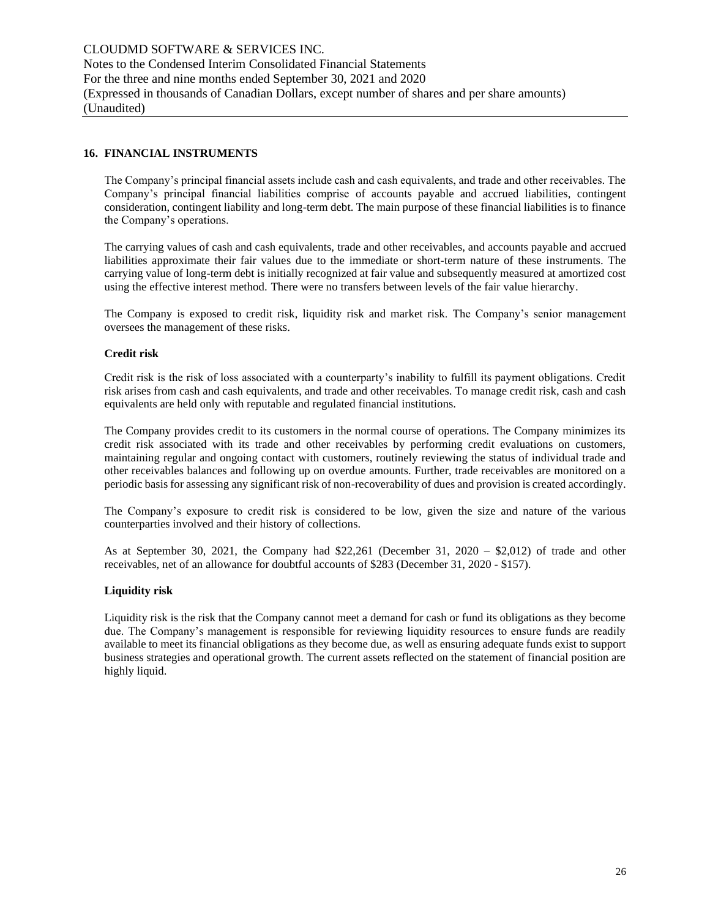## 16. FINANCIAL INSTRUMENTS

The Company's principal financial assets include cash and cash equivalents, and trade and other receivables. The Company's principal financial liabilities comprise of accounts payable and accrued liabilities, contingent consideration, contingent liability and long-term debt. The main purpose of these financial liabilities is to finance the Company's operations.

The carrying values of cash and cash equivalents, trade and other receivables, and accounts payable and accrued liabilities approximate their fair values due to the immediate or short-term nature of these instruments. The carrying value of long-term debt is initially recognized at fair value and subsequently measured at amortized cost using the effective interest method. There were no transfers between levels of the fair value hierarchy.

The Company is exposed to credit risk, liquidity risk and market risk. The Company's senior management oversees the management of these risks.

**Credit risk**

Credit risk is the risk of loss associated with a counterparty's inability to fulfill its payment obligations. Credit risk arises from cash and cash equivalents, and trade and other receivables. To manage credit risk, cash and cash equivalents are held only with reputable and regulated financial institutions.

The Company provides credit to its customers in the normal course of operations. The Company minimizes its credit risk associated with its trade and other receivables by performing credit evaluations on customers, maintaining regular and ongoing contact with customers, routinely reviewing the status of individual trade and other receivables balances and following up on overdue amounts. Further, trade receivables are monitored on a periodic basis for assessing any significant risk of non-recoverability of dues and provision is created accordingly.

The Company's exposure to credit risk is considered to be low, given the size and nature of the various counterparties involved and their history of collections.

As at September 30, 2021, the Company had $22,261 (December 31, 2020 – $2,012) of trade and other receivables, net of an allowance for doubtful accounts of $283 (December 31, 2020 - $157).

**Liquidity risk**

Liquidity risk is the risk that the Company cannot meet a demand for cash or fund its obligations as they become due. The Company's management is responsible for reviewing liquidity resources to ensure funds are readily available to meet its financial obligations as they become due, as well as ensuring adequate funds exist to support business strategies and operational growth. The current assets reflected on the statement of financial position are highly liquid.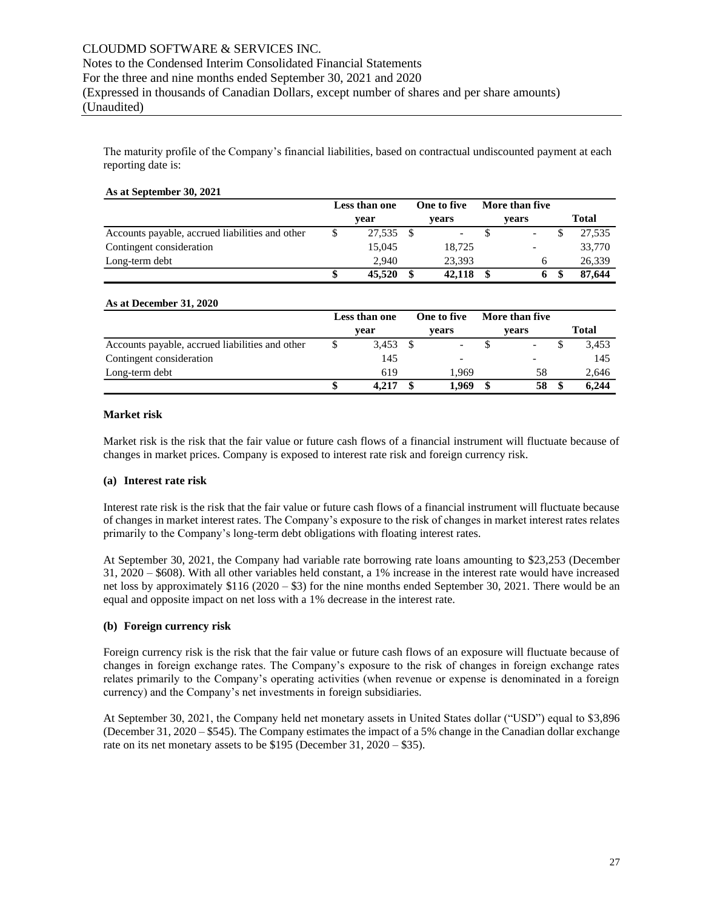The maturity profile of the Company's financial liabilities, based on contractual undiscounted payment at each reporting date is:

**As at September 30, 2021**

| | Less than one year | One to five years | More than five years | Total |
|---|---|---|---|---|
| Accounts payable, accrued liabilities and other | $ 27,535 | $ - | $ - | $ 27,535 |
| Contingent consideration | 15,045 | 18,725 | - | 33,770 |
| Long-term debt | 2,940 | 23,393 | 6 | 26,339 |
| | **$ 45,520** | **$ 42,118** | **$ 6** | **$ 87,644** |

**As at December 31, 2020**

| | Less than one year | One to five years | More than five years | Total |
|---|---|---|---|---|
| Accounts payable, accrued liabilities and other | $ 3,453 | $ - | $ - | $ 3,453 |
| Contingent consideration | 145 | - | - | 145 |
| Long-term debt | 619 | 1,969 | 58 | 2,646 |
| | **$ 4,217** | **$ 1,969** | **$ 58** | **$ 6,244** |

**Market risk**

Market risk is the risk that the fair value or future cash flows of a financial instrument will fluctuate because of changes in market prices. Company is exposed to interest rate risk and foreign currency risk.

**(a) Interest rate risk**

Interest rate risk is the risk that the fair value or future cash flows of a financial instrument will fluctuate because of changes in market interest rates. The Company's exposure to the risk of changes in market interest rates relates primarily to the Company's long-term debt obligations with floating interest rates.

At September 30, 2021, the Company had variable rate borrowing rate loans amounting to $23,253 (December 31, 2020 – $608). With all other variables held constant, a 1% increase in the interest rate would have increased net loss by approximately $116 (2020 – $3) for the nine months ended September 30, 2021. There would be an equal and opposite impact on net loss with a 1% decrease in the interest rate.

**(b) Foreign currency risk**

Foreign currency risk is the risk that the fair value or future cash flows of an exposure will fluctuate because of changes in foreign exchange rates. The Company's exposure to the risk of changes in foreign exchange rates relates primarily to the Company's operating activities (when revenue or expense is denominated in a foreign currency) and the Company's net investments in foreign subsidiaries.

At September 30, 2021, the Company held net monetary assets in United States dollar ("USD") equal to $3,896 (December 31, 2020 – $545). The Company estimates the impact of a 5% change in the Canadian dollar exchange rate on its net monetary assets to be $195 (December 31, 2020 – $35).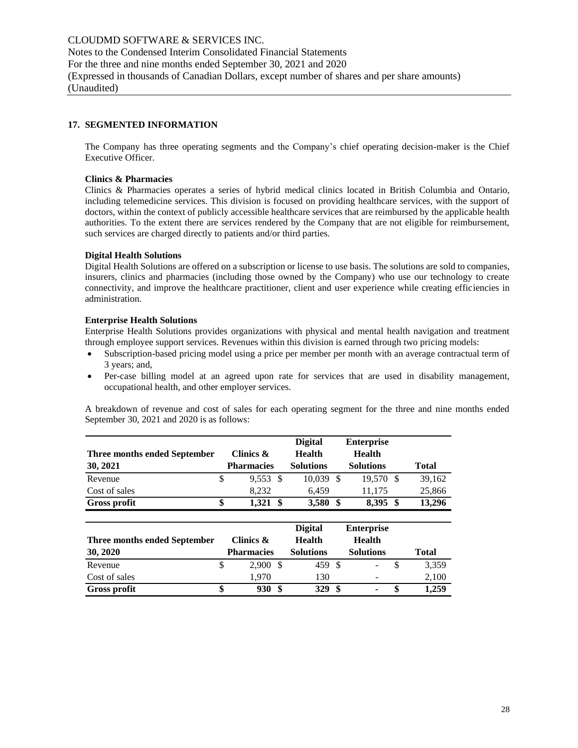## 17. SEGMENTED INFORMATION

The Company has three operating segments and the Company's chief operating decision-maker is the Chief Executive Officer.

**Clinics & Pharmacies**
Clinics & Pharmacies operates a series of hybrid medical clinics located in British Columbia and Ontario, including telemedicine services. This division is focused on providing healthcare services, with the support of doctors, within the context of publicly accessible healthcare services that are reimbursed by the applicable health authorities. To the extent there are services rendered by the Company that are not eligible for reimbursement, such services are charged directly to patients and/or third parties.

**Digital Health Solutions**
Digital Health Solutions are offered on a subscription or license to use basis. The solutions are sold to companies, insurers, clinics and pharmacies (including those owned by the Company) who use our technology to create connectivity, and improve the healthcare practitioner, client and user experience while creating efficiencies in administration.

**Enterprise Health Solutions**
Enterprise Health Solutions provides organizations with physical and mental health navigation and treatment through employee support services. Revenues within this division is earned through two pricing models:

- Subscription-based pricing model using a price per member per month with an average contractual term of 3 years; and,
- Per-case billing model at an agreed upon rate for services that are used in disability management, occupational health, and other employer services.

A breakdown of revenue and cost of sales for each operating segment for the three and nine months ended September 30, 2021 and 2020 is as follows:

| Three months ended September 30, 2021 | Clinics & Pharmacies | Digital Health Solutions | Enterprise Health Solutions | Total |
|---|---|---|---|---|
| Revenue | $ 9,553 | $ 10,039 | $ 19,570 | $ 39,162 |
| Cost of sales | 8,232 | 6,459 | 11,175 | 25,866 |
| **Gross profit** | **$ 1,321** | **$ 3,580** | **$ 8,395** | **$ 13,296** |

| Three months ended September 30, 2020 | Clinics & Pharmacies | Digital Health Solutions | Enterprise Health Solutions | Total |
|---|---|---|---|---|
| Revenue | $ 2,900 | $ 459 | $ - | $ 3,359 |
| Cost of sales | 1,970 | 130 | - | 2,100 |
| **Gross profit** | **$ 930** | **$ 329** | **$ -** | **$ 1,259** |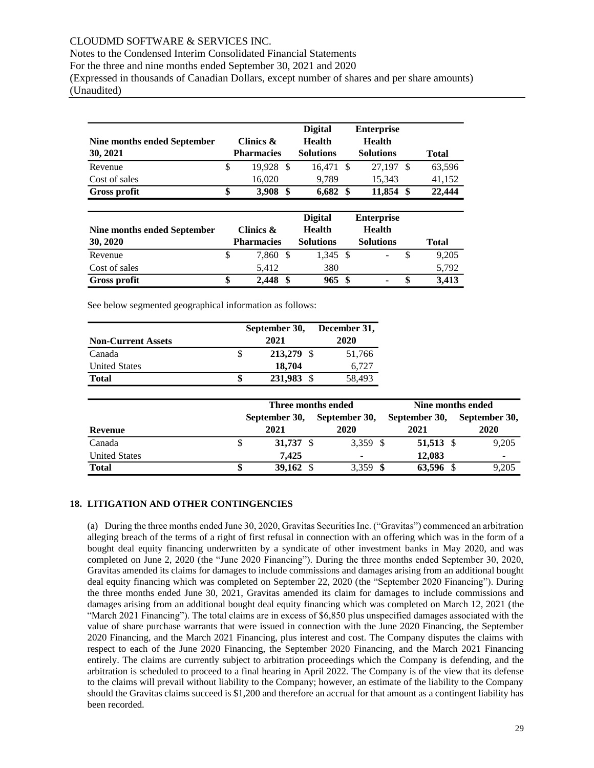| Nine months ended September 30, 2021 | Clinics & Pharmacies | Digital Health Solutions | Enterprise Health Solutions | Total |
|---|---|---|---|---|
| Revenue | $ 19,928 | $ 16,471 | $ 27,197 | $ 63,596 |
| Cost of sales | 16,020 | 9,789 | 15,343 | 41,152 |
| **Gross profit** | **$ 3,908** | **$ 6,682** | **$ 11,854** | **$ 22,444** |

| Nine months ended September 30, 2020 | Clinics & Pharmacies | Digital Health Solutions | Enterprise Health Solutions | Total |
|---|---|---|---|---|
| Revenue | $ 7,860 | $ 1,345 | $ - | $ 9,205 |
| Cost of sales | 5,412 | 380 | | 5,792 |
| **Gross profit** | **$ 2,448** | **$ 965** | **$ -** | **$ 3,413** |

See below segmented geographical information as follows:

| Non-Current Assets | September 30, 2021 | December 31, 2020 |
|---|---|---|
| Canada | **$ 213,279** | $ 51,766 |
| United States | **18,704** | 6,727 |
| **Total** | **$ 231,983** | $ 58,493 |

| Revenue | Three months ended | | Nine months ended | |
|---|---|---|---|---|
| | September 30, 2021 | September 30, 2020 | September 30, 2021 | September 30, 2020 |
| Canada | **$ 31,737** | $ 3,359 | **$ 51,513** | $ 9,205 |
| United States | **7,425** | - | **12,083** | - |
| **Total** | **$ 39,162** | $ 3,359 | **$ 63,596** | $ 9,205 |

## 18. LITIGATION AND OTHER CONTINGENCIES

(a) During the three months ended June 30, 2020, Gravitas Securities Inc. ("Gravitas") commenced an arbitration alleging breach of the terms of a right of first refusal in connection with an offering which was in the form of a bought deal equity financing underwritten by a syndicate of other investment banks in May 2020, and was completed on June 2, 2020 (the "June 2020 Financing"). During the three months ended September 30, 2020, Gravitas amended its claims for damages to include commissions and damages arising from an additional bought deal equity financing which was completed on September 22, 2020 (the "September 2020 Financing"). During the three months ended June 30, 2021, Gravitas amended its claim for damages to include commissions and damages arising from an additional bought deal equity financing which was completed on March 12, 2021 (the "March 2021 Financing"). The total claims are in excess of $6,850 plus unspecified damages associated with the value of share purchase warrants that were issued in connection with the June 2020 Financing, the September 2020 Financing, and the March 2021 Financing, plus interest and cost. The Company disputes the claims with respect to each of the June 2020 Financing, the September 2020 Financing, and the March 2021 Financing entirely. The claims are currently subject to arbitration proceedings which the Company is defending, and the arbitration is scheduled to proceed to a final hearing in April 2022. The Company is of the view that its defense to the claims will prevail without liability to the Company; however, an estimate of the liability to the Company should the Gravitas claims succeed is $1,200 and therefore an accrual for that amount as a contingent liability has been recorded.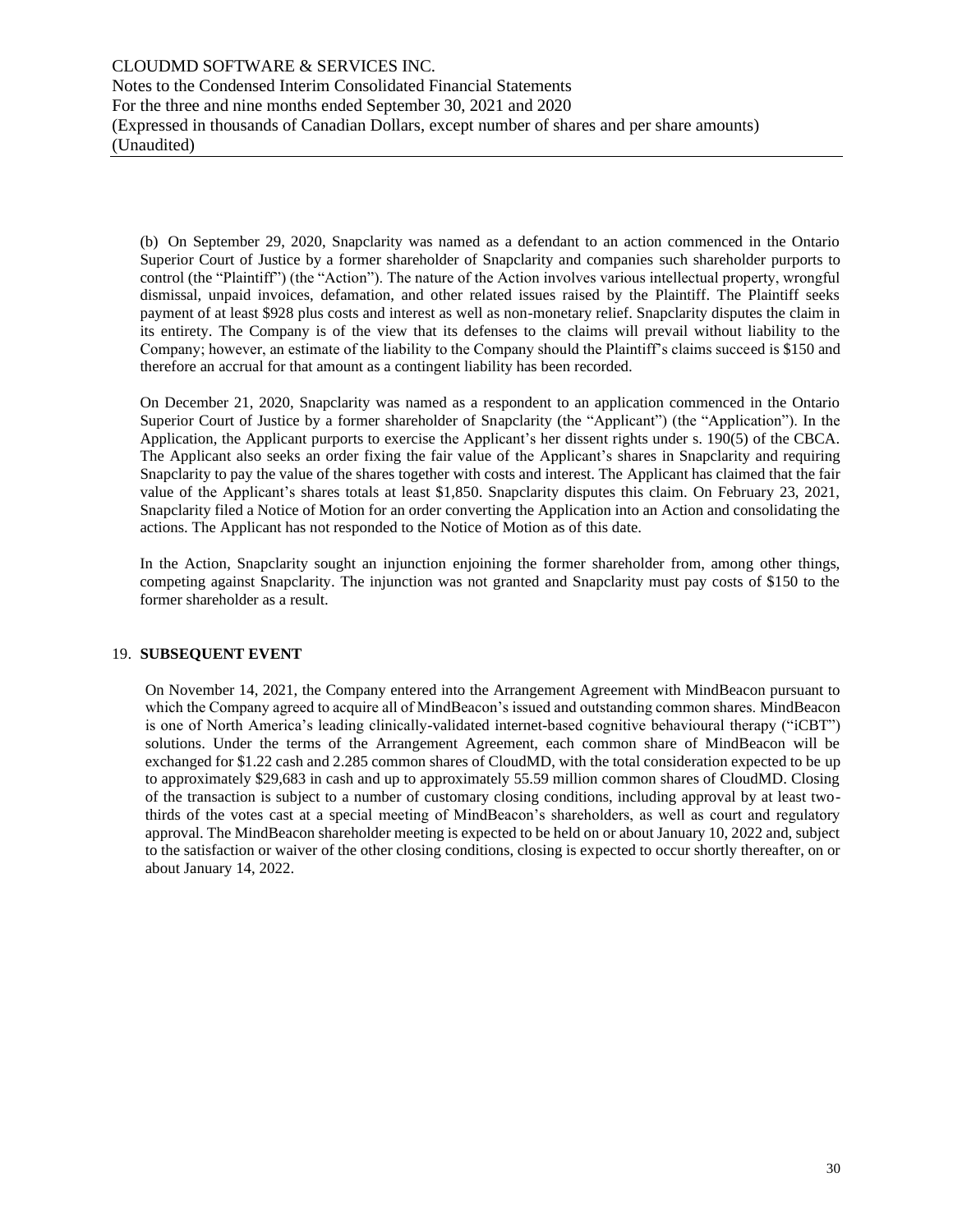(b) On September 29, 2020, Snapclarity was named as a defendant to an action commenced in the Ontario Superior Court of Justice by a former shareholder of Snapclarity and companies such shareholder purports to control (the "Plaintiff") (the "Action"). The nature of the Action involves various intellectual property, wrongful dismissal, unpaid invoices, defamation, and other related issues raised by the Plaintiff. The Plaintiff seeks payment of at least $928 plus costs and interest as well as non-monetary relief. Snapclarity disputes the claim in its entirety. The Company is of the view that its defenses to the claims will prevail without liability to the Company; however, an estimate of the liability to the Company should the Plaintiff's claims succeed is $150 and therefore an accrual for that amount as a contingent liability has been recorded.

On December 21, 2020, Snapclarity was named as a respondent to an application commenced in the Ontario Superior Court of Justice by a former shareholder of Snapclarity (the "Applicant") (the "Application"). In the Application, the Applicant purports to exercise the Applicant's her dissent rights under s. 190(5) of the CBCA. The Applicant also seeks an order fixing the fair value of the Applicant's shares in Snapclarity and requiring Snapclarity to pay the value of the shares together with costs and interest. The Applicant has claimed that the fair value of the Applicant's shares totals at least $1,850. Snapclarity disputes this claim. On February 23, 2021, Snapclarity filed a Notice of Motion for an order converting the Application into an Action and consolidating the actions. The Applicant has not responded to the Notice of Motion as of this date.

In the Action, Snapclarity sought an injunction enjoining the former shareholder from, among other things, competing against Snapclarity. The injunction was not granted and Snapclarity must pay costs of $150 to the former shareholder as a result.

## 19. SUBSEQUENT EVENT

On November 14, 2021, the Company entered into the Arrangement Agreement with MindBeacon pursuant to which the Company agreed to acquire all of MindBeacon's issued and outstanding common shares. MindBeacon is one of North America's leading clinically-validated internet-based cognitive behavioural therapy ("iCBT") solutions. Under the terms of the Arrangement Agreement, each common share of MindBeacon will be exchanged for $1.22 cash and 2.285 common shares of CloudMD, with the total consideration expected to be up to approximately $29,683 in cash and up to approximately 55.59 million common shares of CloudMD. Closing of the transaction is subject to a number of customary closing conditions, including approval by at least two-thirds of the votes cast at a special meeting of MindBeacon's shareholders, as well as court and regulatory approval. The MindBeacon shareholder meeting is expected to be held on or about January 10, 2022 and, subject to the satisfaction or waiver of the other closing conditions, closing is expected to occur shortly thereafter, on or about January 14, 2022.